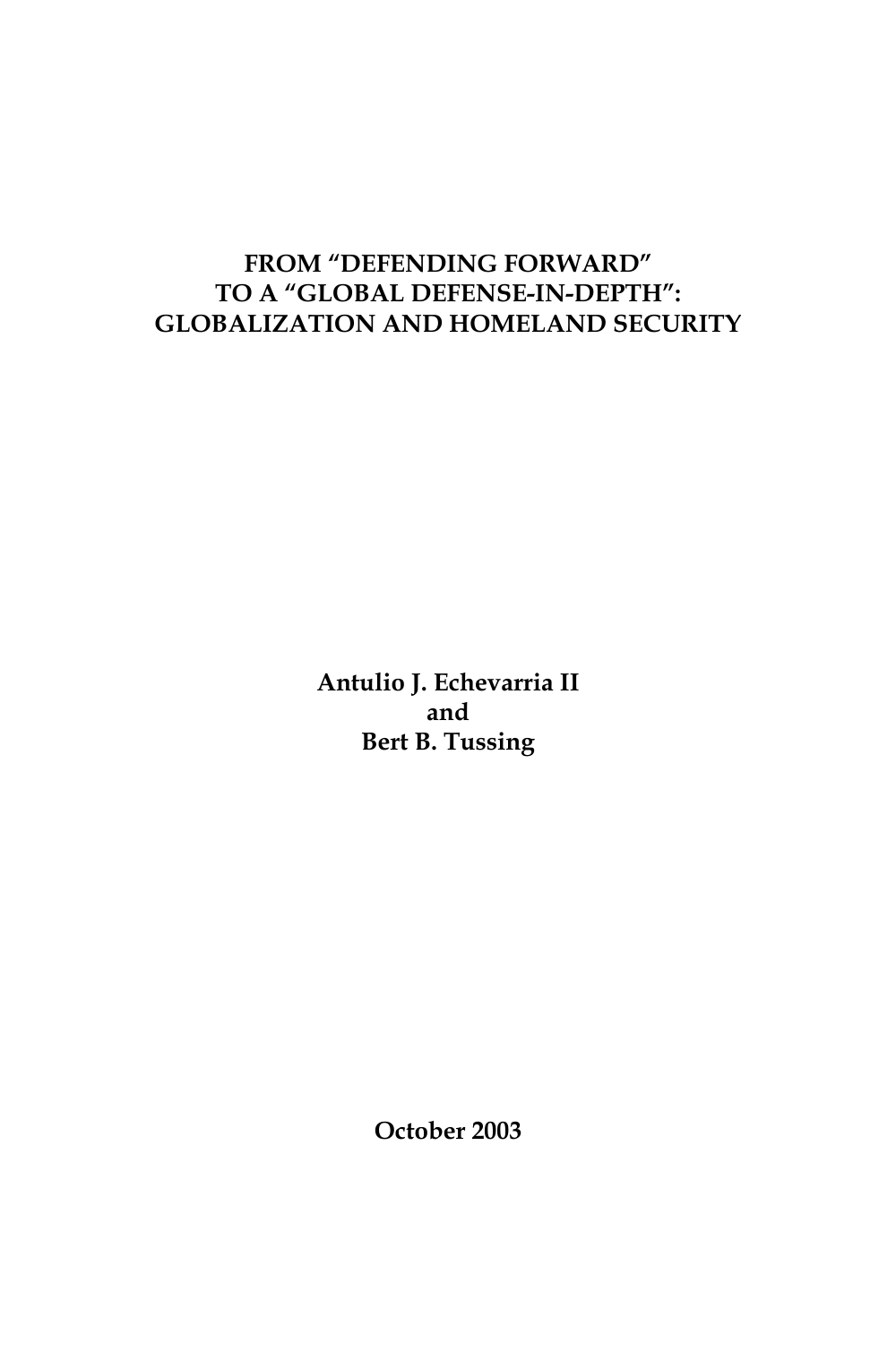# FROM "DEFENDING FORWARD" TO A "GLOBAL DEFENSE-IN-DEPTH": GLOBALIZATION AND HOMELAND SECURITY

**Antulio J. Echevarria II**
**and**
**Bert B. Tussing**

**October 2003**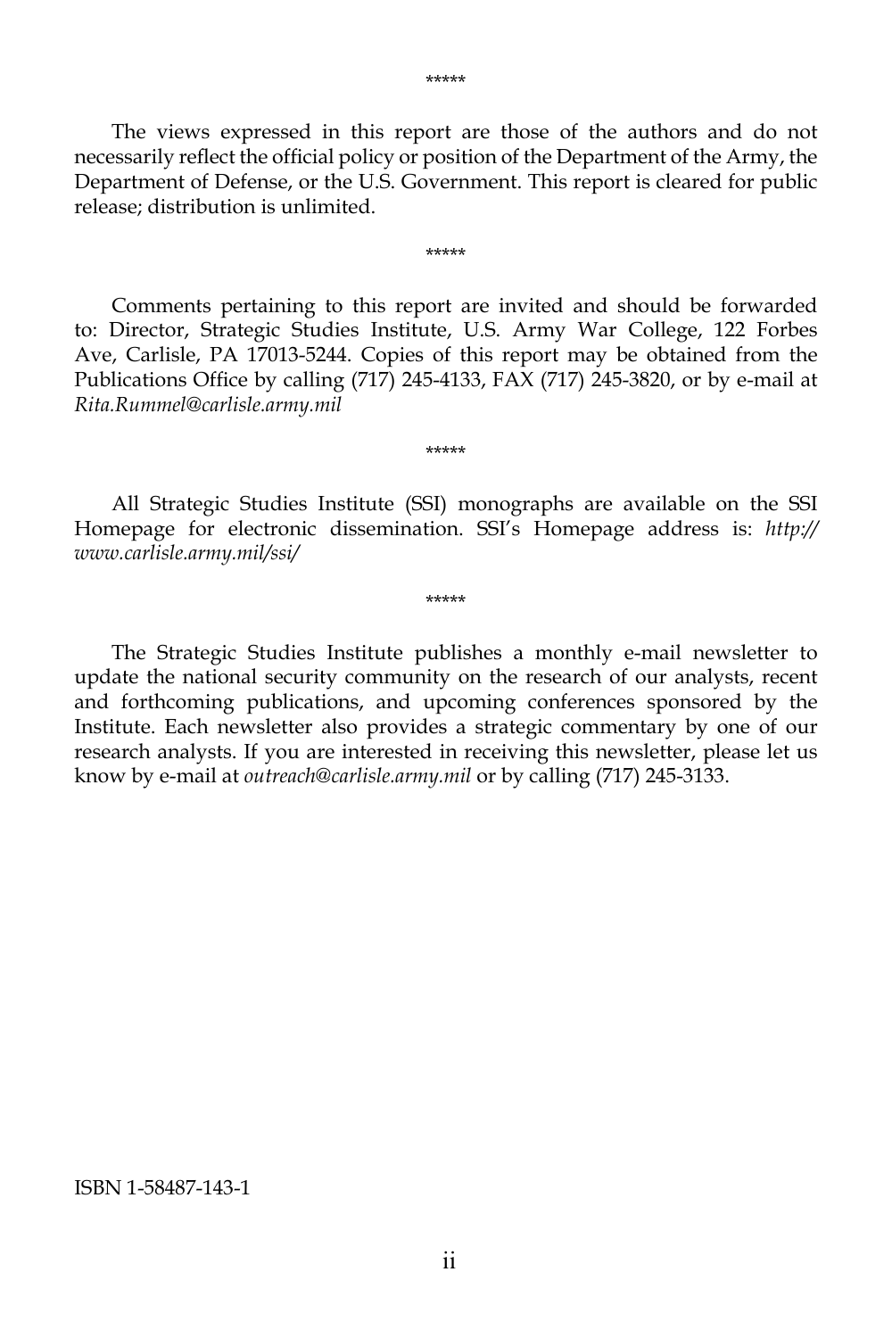*****

The views expressed in this report are those of the authors and do not necessarily reflect the official policy or position of the Department of the Army, the Department of Defense, or the U.S. Government. This report is cleared for public release; distribution is unlimited.

*****

Comments pertaining to this report are invited and should be forwarded to: Director, Strategic Studies Institute, U.S. Army War College, 122 Forbes Ave, Carlisle, PA 17013-5244. Copies of this report may be obtained from the Publications Office by calling (717) 245-4133, FAX (717) 245-3820, or by e-mail at *Rita.Rummel@carlisle.army.mil*

*****

All Strategic Studies Institute (SSI) monographs are available on the SSI Homepage for electronic dissemination. SSI's Homepage address is: *http://www.carlisle.army.mil/ssi/*

*****

The Strategic Studies Institute publishes a monthly e-mail newsletter to update the national security community on the research of our analysts, recent and forthcoming publications, and upcoming conferences sponsored by the Institute. Each newsletter also provides a strategic commentary by one of our research analysts. If you are interested in receiving this newsletter, please let us know by e-mail at *outreach@carlisle.army.mil* or by calling (717) 245-3133.

ISBN 1-58487-143-1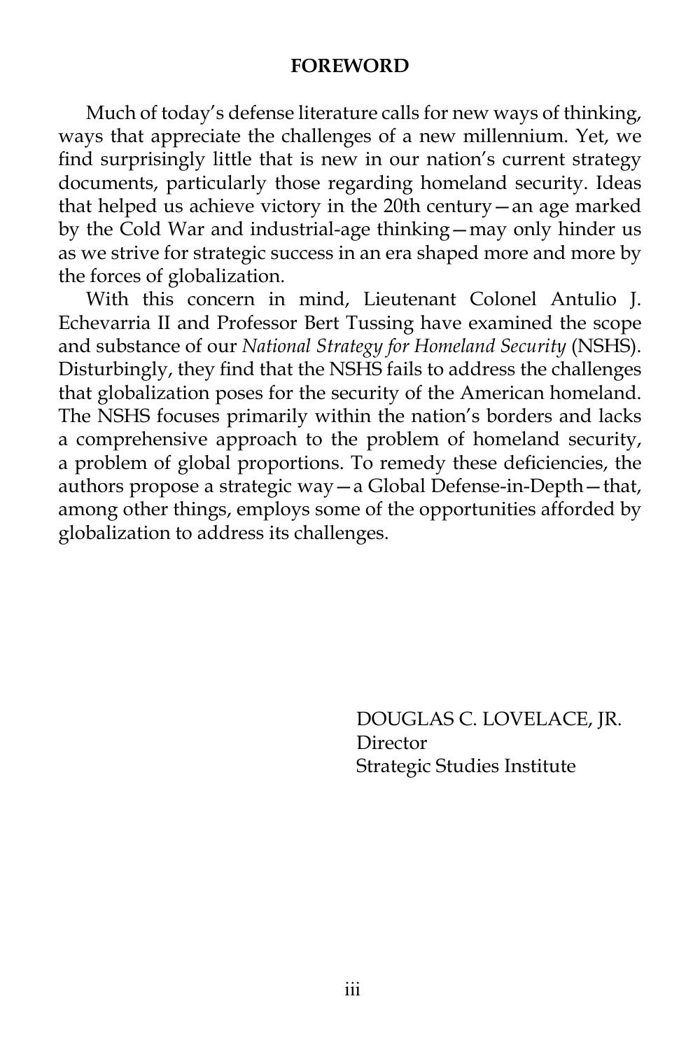## FOREWORD

Much of today's defense literature calls for new ways of thinking, ways that appreciate the challenges of a new millennium. Yet, we find surprisingly little that is new in our nation's current strategy documents, particularly those regarding homeland security. Ideas that helped us achieve victory in the 20th century—an age marked by the Cold War and industrial-age thinking—may only hinder us as we strive for strategic success in an era shaped more and more by the forces of globalization.

With this concern in mind, Lieutenant Colonel Antulio J. Echevarria II and Professor Bert Tussing have examined the scope and substance of our *National Strategy for Homeland Security* (NSHS). Disturbingly, they find that the NSHS fails to address the challenges that globalization poses for the security of the American homeland. The NSHS focuses primarily within the nation's borders and lacks a comprehensive approach to the problem of homeland security, a problem of global proportions. To remedy these deficiencies, the authors propose a strategic way—a Global Defense-in-Depth—that, among other things, employs some of the opportunities afforded by globalization to address its challenges.

DOUGLAS C. LOVELACE, JR.
Director
Strategic Studies Institute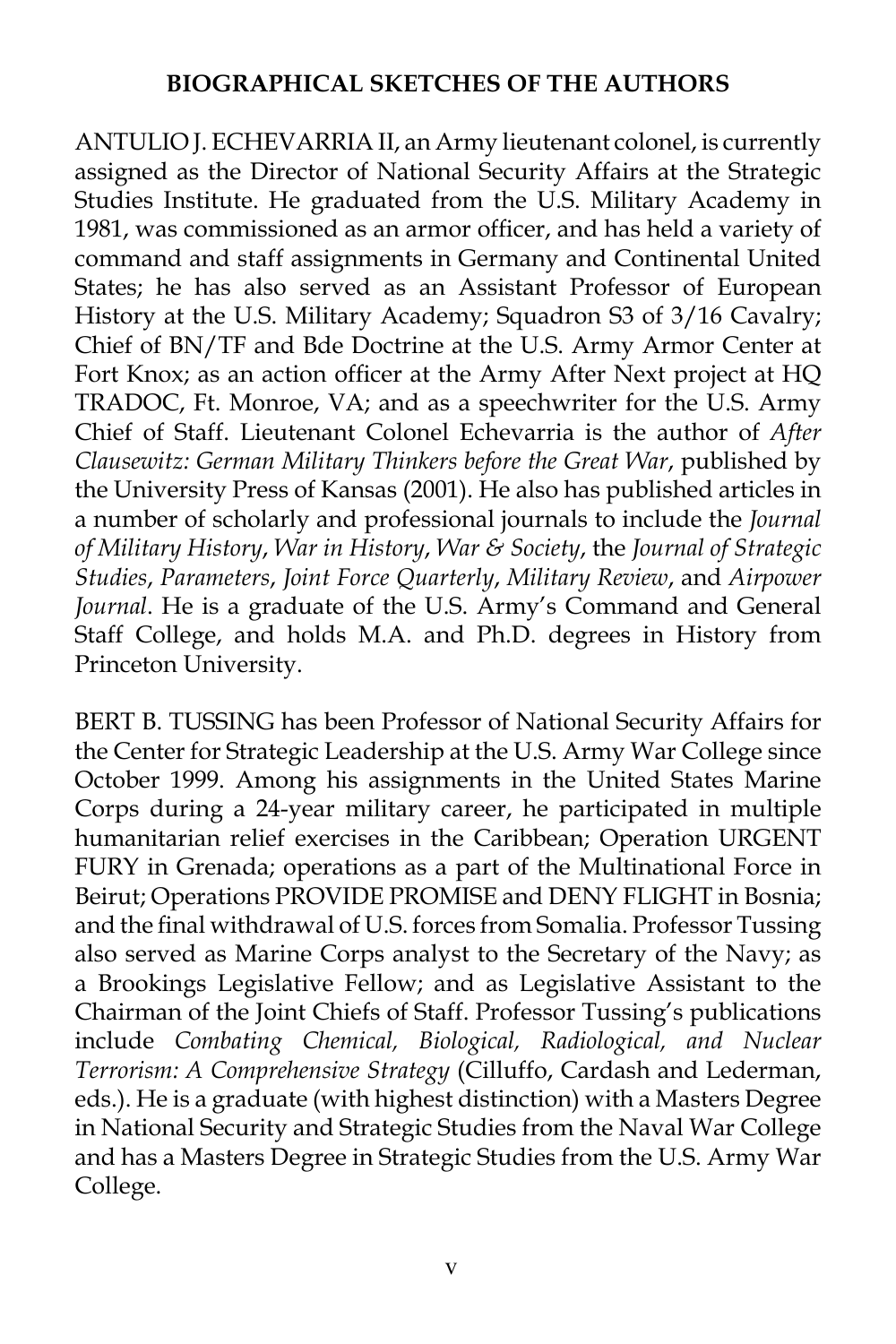## BIOGRAPHICAL SKETCHES OF THE AUTHORS

ANTULIO J. ECHEVARRIA II, an Army lieutenant colonel, is currently assigned as the Director of National Security Affairs at the Strategic Studies Institute. He graduated from the U.S. Military Academy in 1981, was commissioned as an armor officer, and has held a variety of command and staff assignments in Germany and Continental United States; he has also served as an Assistant Professor of European History at the U.S. Military Academy; Squadron S3 of 3/16 Cavalry; Chief of BN/TF and Bde Doctrine at the U.S. Army Armor Center at Fort Knox; as an action officer at the Army After Next project at HQ TRADOC, Ft. Monroe, VA; and as a speechwriter for the U.S. Army Chief of Staff. Lieutenant Colonel Echevarria is the author of *After Clausewitz: German Military Thinkers before the Great War*, published by the University Press of Kansas (2001). He also has published articles in a number of scholarly and professional journals to include the *Journal of Military History*, *War in History*, *War & Society*, the *Journal of Strategic Studies*, *Parameters*, *Joint Force Quarterly*, *Military Review*, and *Airpower Journal*. He is a graduate of the U.S. Army's Command and General Staff College, and holds M.A. and Ph.D. degrees in History from Princeton University.

BERT B. TUSSING has been Professor of National Security Affairs for the Center for Strategic Leadership at the U.S. Army War College since October 1999. Among his assignments in the United States Marine Corps during a 24-year military career, he participated in multiple humanitarian relief exercises in the Caribbean; Operation URGENT FURY in Grenada; operations as a part of the Multinational Force in Beirut; Operations PROVIDE PROMISE and DENY FLIGHT in Bosnia; and the final withdrawal of U.S. forces from Somalia. Professor Tussing also served as Marine Corps analyst to the Secretary of the Navy; as a Brookings Legislative Fellow; and as Legislative Assistant to the Chairman of the Joint Chiefs of Staff. Professor Tussing's publications include *Combating Chemical, Biological, Radiological, and Nuclear Terrorism: A Comprehensive Strategy* (Cilluffo, Cardash and Lederman, eds.). He is a graduate (with highest distinction) with a Masters Degree in National Security and Strategic Studies from the Naval War College and has a Masters Degree in Strategic Studies from the U.S. Army War College.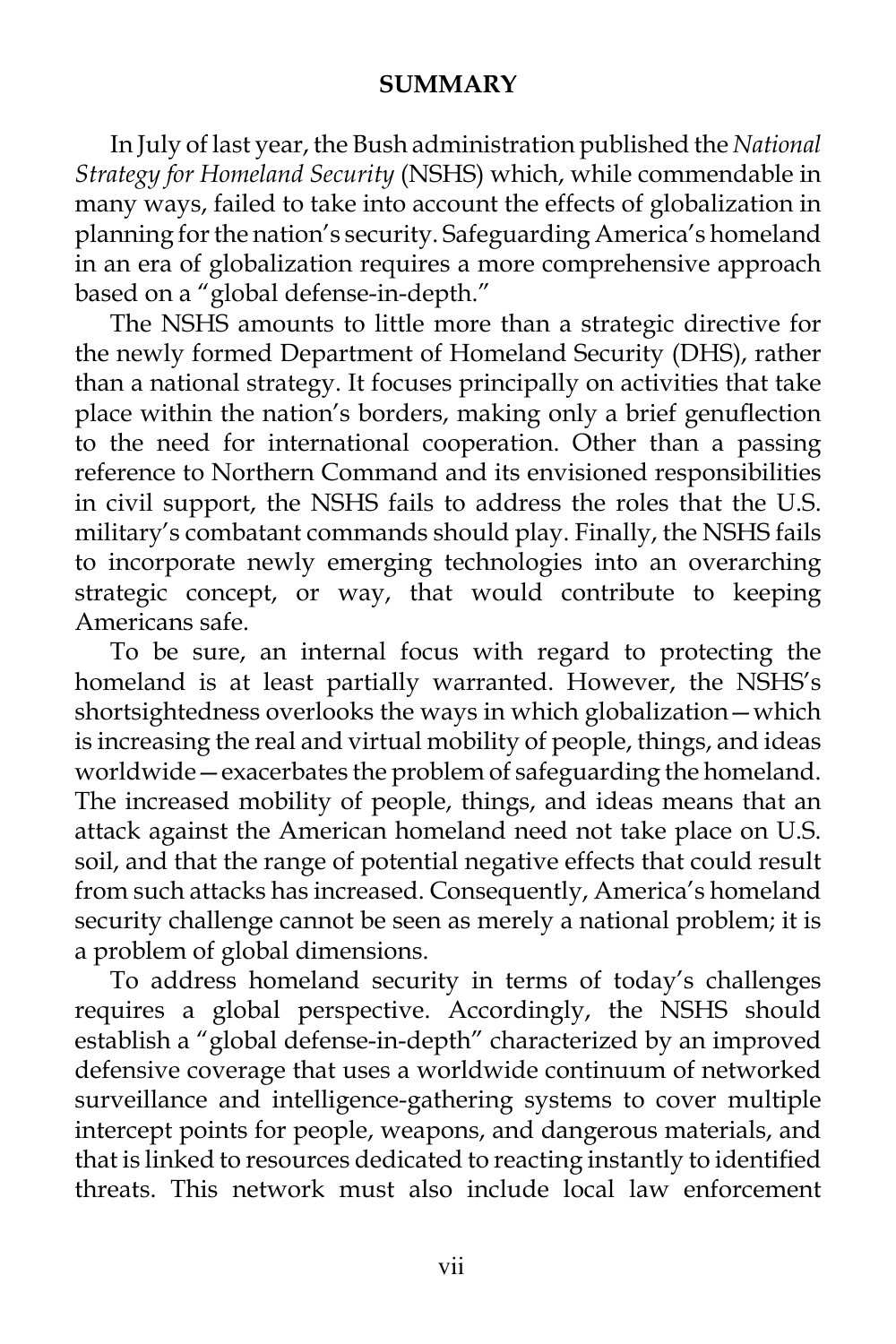## SUMMARY

In July of last year, the Bush administration published the *National Strategy for Homeland Security* (NSHS) which, while commendable in many ways, failed to take into account the effects of globalization in planning for the nation's security. Safeguarding America's homeland in an era of globalization requires a more comprehensive approach based on a "global defense-in-depth."

The NSHS amounts to little more than a strategic directive for the newly formed Department of Homeland Security (DHS), rather than a national strategy. It focuses principally on activities that take place within the nation's borders, making only a brief genuflection to the need for international cooperation. Other than a passing reference to Northern Command and its envisioned responsibilities in civil support, the NSHS fails to address the roles that the U.S. military's combatant commands should play. Finally, the NSHS fails to incorporate newly emerging technologies into an overarching strategic concept, or way, that would contribute to keeping Americans safe.

To be sure, an internal focus with regard to protecting the homeland is at least partially warranted. However, the NSHS's shortsightedness overlooks the ways in which globalization—which is increasing the real and virtual mobility of people, things, and ideas worldwide—exacerbates the problem of safeguarding the homeland. The increased mobility of people, things, and ideas means that an attack against the American homeland need not take place on U.S. soil, and that the range of potential negative effects that could result from such attacks has increased. Consequently, America's homeland security challenge cannot be seen as merely a national problem; it is a problem of global dimensions.

To address homeland security in terms of today's challenges requires a global perspective. Accordingly, the NSHS should establish a "global defense-in-depth" characterized by an improved defensive coverage that uses a worldwide continuum of networked surveillance and intelligence-gathering systems to cover multiple intercept points for people, weapons, and dangerous materials, and that is linked to resources dedicated to reacting instantly to identified threats. This network must also include local law enforcement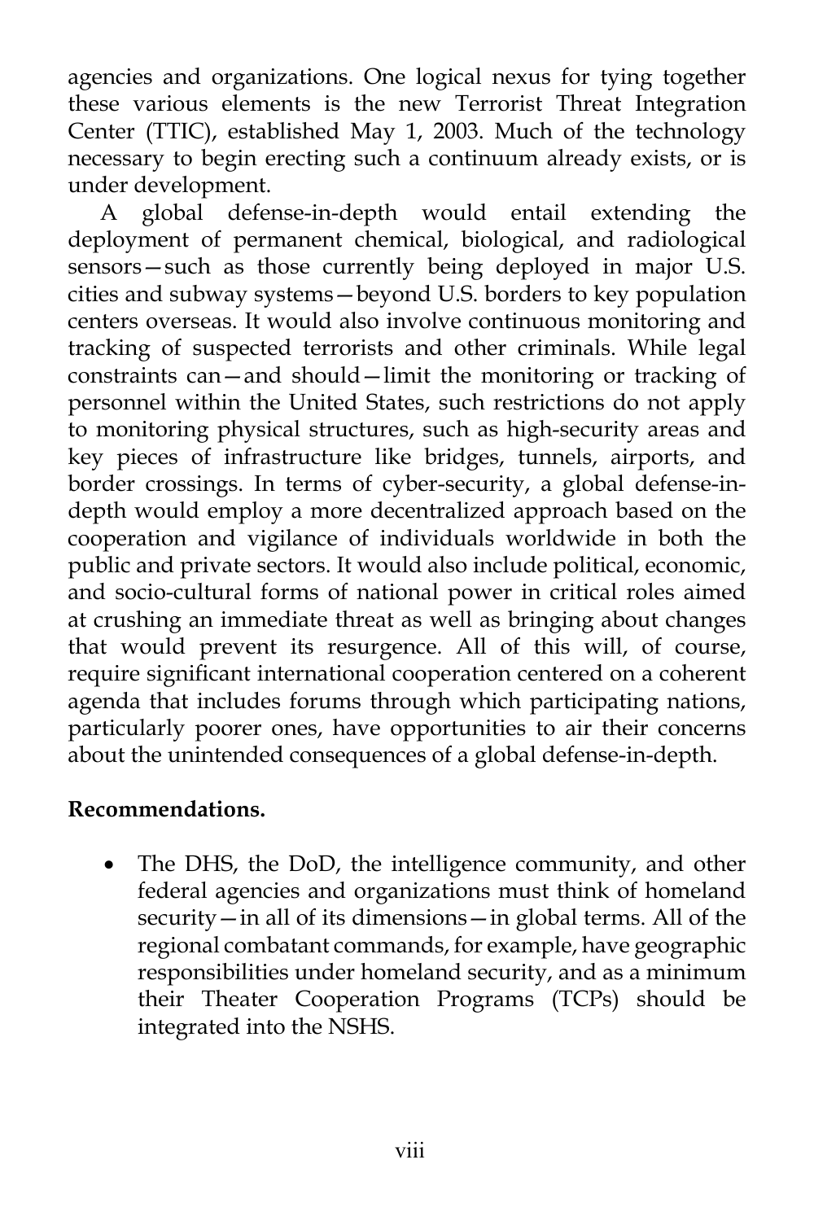agencies and organizations. One logical nexus for tying together these various elements is the new Terrorist Threat Integration Center (TTIC), established May 1, 2003. Much of the technology necessary to begin erecting such a continuum already exists, or is under development.

A global defense-in-depth would entail extending the deployment of permanent chemical, biological, and radiological sensors—such as those currently being deployed in major U.S. cities and subway systems—beyond U.S. borders to key population centers overseas. It would also involve continuous monitoring and tracking of suspected terrorists and other criminals. While legal constraints can—and should—limit the monitoring or tracking of personnel within the United States, such restrictions do not apply to monitoring physical structures, such as high-security areas and key pieces of infrastructure like bridges, tunnels, airports, and border crossings. In terms of cyber-security, a global defense-in-depth would employ a more decentralized approach based on the cooperation and vigilance of individuals worldwide in both the public and private sectors. It would also include political, economic, and socio-cultural forms of national power in critical roles aimed at crushing an immediate threat as well as bringing about changes that would prevent its resurgence. All of this will, of course, require significant international cooperation centered on a coherent agenda that includes forums through which participating nations, particularly poorer ones, have opportunities to air their concerns about the unintended consequences of a global defense-in-depth.

**Recommendations.**

- The DHS, the DoD, the intelligence community, and other federal agencies and organizations must think of homeland security—in all of its dimensions—in global terms. All of the regional combatant commands, for example, have geographic responsibilities under homeland security, and as a minimum their Theater Cooperation Programs (TCPs) should be integrated into the NSHS.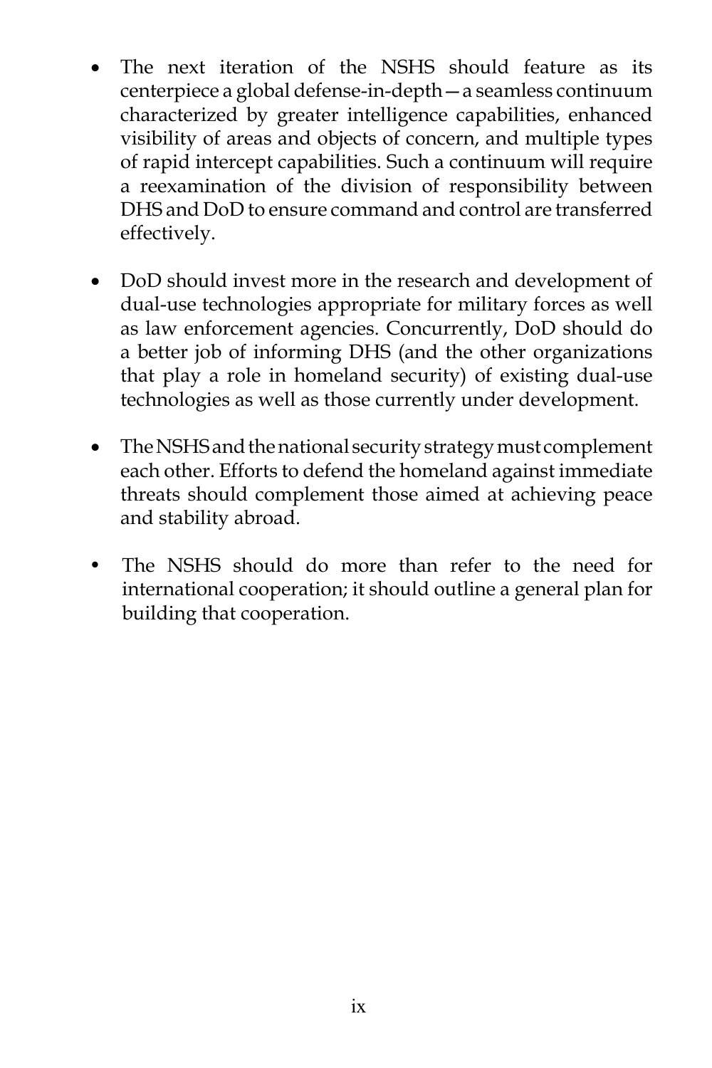- The next iteration of the NSHS should feature as its centerpiece a global defense-in-depth—a seamless continuum characterized by greater intelligence capabilities, enhanced visibility of areas and objects of concern, and multiple types of rapid intercept capabilities. Such a continuum will require a reexamination of the division of responsibility between DHS and DoD to ensure command and control are transferred effectively.

- DoD should invest more in the research and development of dual-use technologies appropriate for military forces as well as law enforcement agencies. Concurrently, DoD should do a better job of informing DHS (and the other organizations that play a role in homeland security) of existing dual-use technologies as well as those currently under development.

- The NSHS and the national security strategy must complement each other. Efforts to defend the homeland against immediate threats should complement those aimed at achieving peace and stability abroad.

- The NSHS should do more than refer to the need for international cooperation; it should outline a general plan for building that cooperation.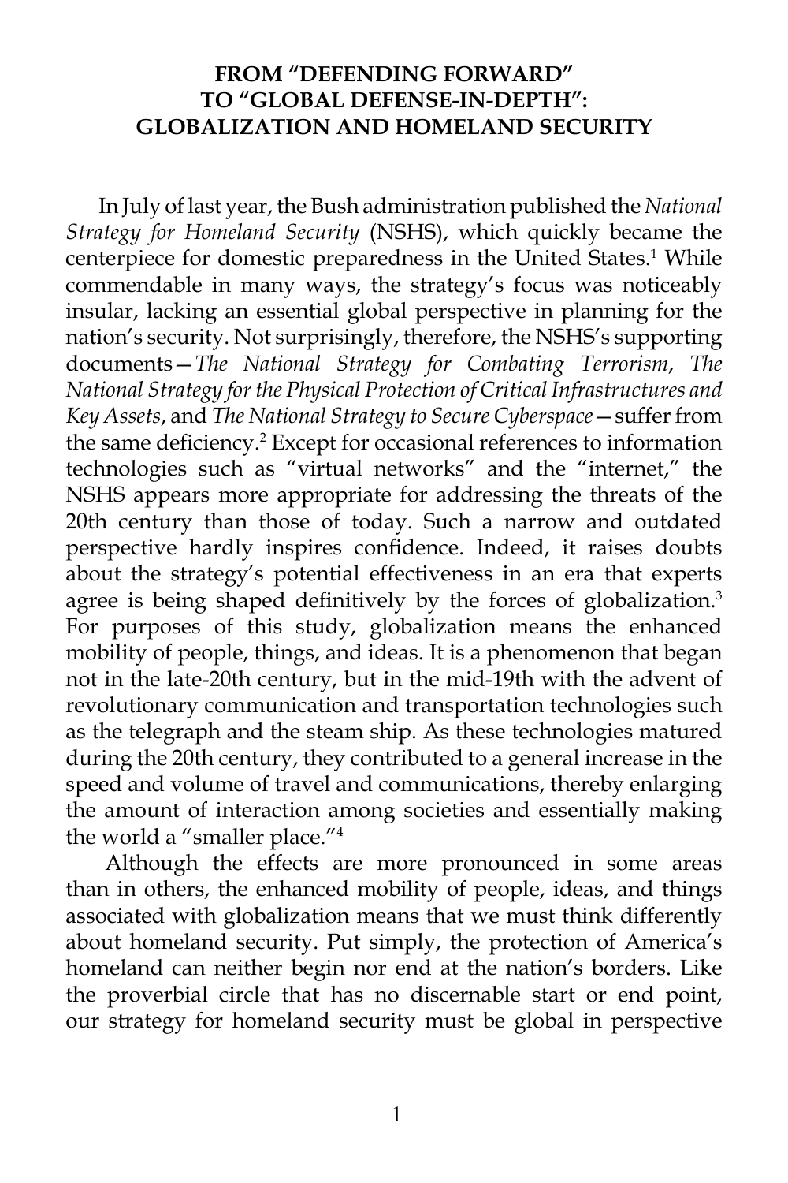# FROM "DEFENDING FORWARD" TO "GLOBAL DEFENSE-IN-DEPTH": GLOBALIZATION AND HOMELAND SECURITY

In July of last year, the Bush administration published the *National Strategy for Homeland Security* (NSHS), which quickly became the centerpiece for domestic preparedness in the United States.[1] While commendable in many ways, the strategy's focus was noticeably insular, lacking an essential global perspective in planning for the nation's security. Not surprisingly, therefore, the NSHS's supporting documents—*The National Strategy for Combating Terrorism*, *The National Strategy for the Physical Protection of Critical Infrastructures and Key Assets*, and *The National Strategy to Secure Cyberspace*—suffer from the same deficiency.[2] Except for occasional references to information technologies such as "virtual networks" and the "internet," the NSHS appears more appropriate for addressing the threats of the 20th century than those of today. Such a narrow and outdated perspective hardly inspires confidence. Indeed, it raises doubts about the strategy's potential effectiveness in an era that experts agree is being shaped definitively by the forces of globalization.[3] For purposes of this study, globalization means the enhanced mobility of people, things, and ideas. It is a phenomenon that began not in the late-20th century, but in the mid-19th with the advent of revolutionary communication and transportation technologies such as the telegraph and the steam ship. As these technologies matured during the 20th century, they contributed to a general increase in the speed and volume of travel and communications, thereby enlarging the amount of interaction among societies and essentially making the world a "smaller place."[4]

Although the effects are more pronounced in some areas than in others, the enhanced mobility of people, ideas, and things associated with globalization means that we must think differently about homeland security. Put simply, the protection of America's homeland can neither begin nor end at the nation's borders. Like the proverbial circle that has no discernable start or end point, our strategy for homeland security must be global in perspective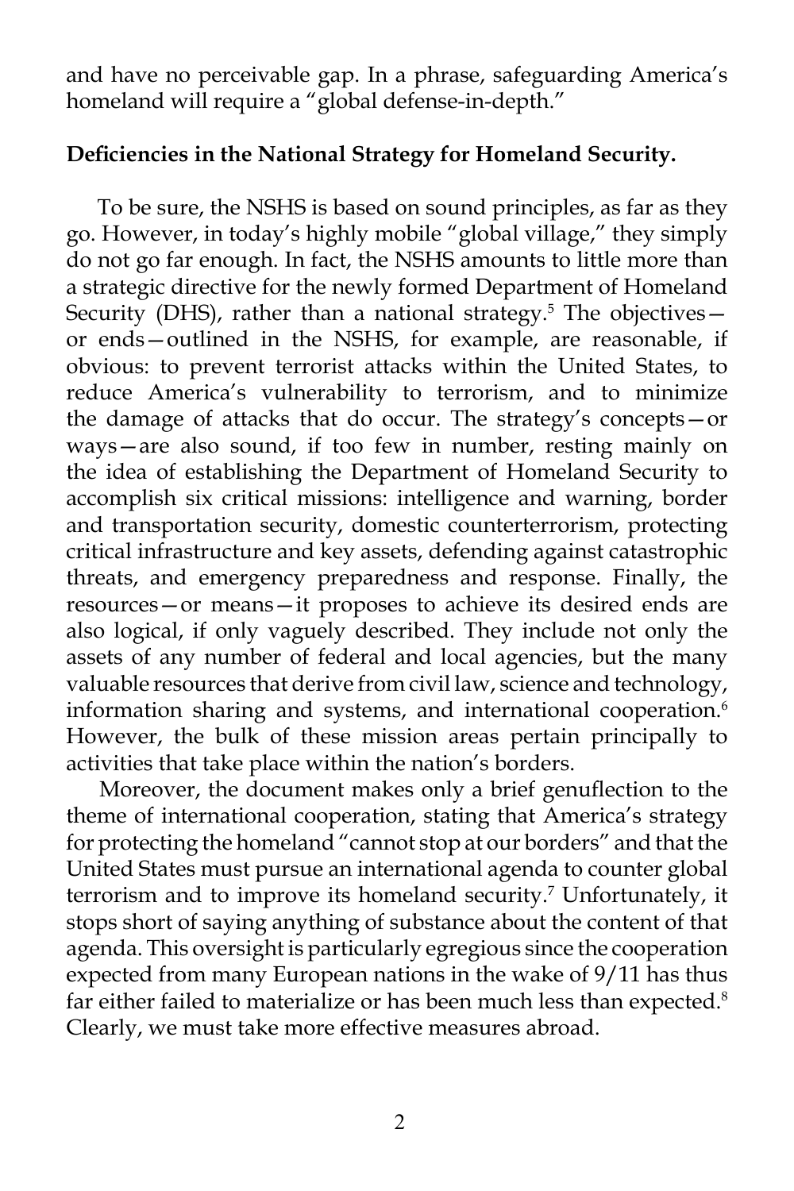and have no perceivable gap. In a phrase, safeguarding America's homeland will require a "global defense-in-depth."

**Deficiencies in the National Strategy for Homeland Security.**

To be sure, the NSHS is based on sound principles, as far as they go. However, in today's highly mobile "global village," they simply do not go far enough. In fact, the NSHS amounts to little more than a strategic directive for the newly formed Department of Homeland Security (DHS), rather than a national strategy.[5] The objectives—or ends—outlined in the NSHS, for example, are reasonable, if obvious: to prevent terrorist attacks within the United States, to reduce America's vulnerability to terrorism, and to minimize the damage of attacks that do occur. The strategy's concepts—or ways—are also sound, if too few in number, resting mainly on the idea of establishing the Department of Homeland Security to accomplish six critical missions: intelligence and warning, border and transportation security, domestic counterterrorism, protecting critical infrastructure and key assets, defending against catastrophic threats, and emergency preparedness and response. Finally, the resources—or means—it proposes to achieve its desired ends are also logical, if only vaguely described. They include not only the assets of any number of federal and local agencies, but the many valuable resources that derive from civil law, science and technology, information sharing and systems, and international cooperation.[6] However, the bulk of these mission areas pertain principally to activities that take place within the nation's borders.

Moreover, the document makes only a brief genuflection to the theme of international cooperation, stating that America's strategy for protecting the homeland "cannot stop at our borders" and that the United States must pursue an international agenda to counter global terrorism and to improve its homeland security.[7] Unfortunately, it stops short of saying anything of substance about the content of that agenda. This oversight is particularly egregious since the cooperation expected from many European nations in the wake of 9/11 has thus far either failed to materialize or has been much less than expected.[8] Clearly, we must take more effective measures abroad.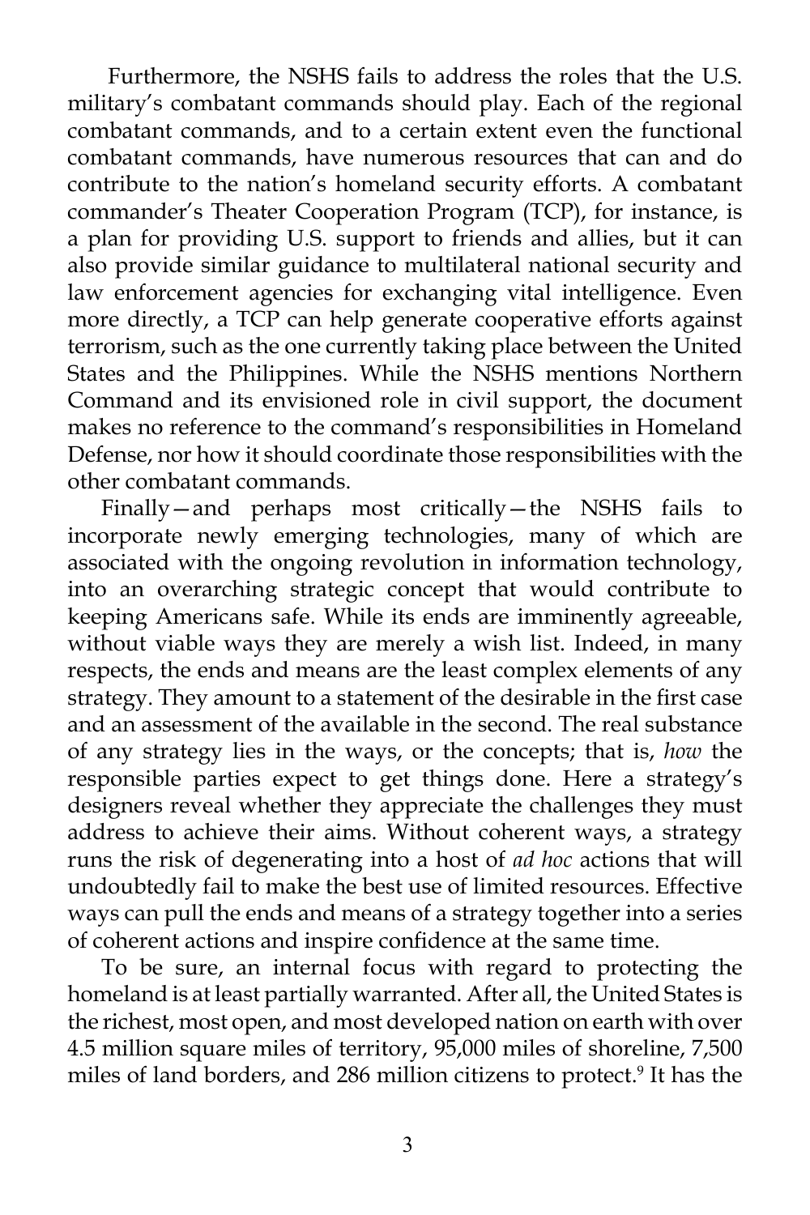Furthermore, the NSHS fails to address the roles that the U.S. military's combatant commands should play. Each of the regional combatant commands, and to a certain extent even the functional combatant commands, have numerous resources that can and do contribute to the nation's homeland security efforts. A combatant commander's Theater Cooperation Program (TCP), for instance, is a plan for providing U.S. support to friends and allies, but it can also provide similar guidance to multilateral national security and law enforcement agencies for exchanging vital intelligence. Even more directly, a TCP can help generate cooperative efforts against terrorism, such as the one currently taking place between the United States and the Philippines. While the NSHS mentions Northern Command and its envisioned role in civil support, the document makes no reference to the command's responsibilities in Homeland Defense, nor how it should coordinate those responsibilities with the other combatant commands.

Finally—and perhaps most critically—the NSHS fails to incorporate newly emerging technologies, many of which are associated with the ongoing revolution in information technology, into an overarching strategic concept that would contribute to keeping Americans safe. While its ends are imminently agreeable, without viable ways they are merely a wish list. Indeed, in many respects, the ends and means are the least complex elements of any strategy. They amount to a statement of the desirable in the first case and an assessment of the available in the second. The real substance of any strategy lies in the ways, or the concepts; that is, *how* the responsible parties expect to get things done. Here a strategy's designers reveal whether they appreciate the challenges they must address to achieve their aims. Without coherent ways, a strategy runs the risk of degenerating into a host of *ad hoc* actions that will undoubtedly fail to make the best use of limited resources. Effective ways can pull the ends and means of a strategy together into a series of coherent actions and inspire confidence at the same time.

To be sure, an internal focus with regard to protecting the homeland is at least partially warranted. After all, the United States is the richest, most open, and most developed nation on earth with over 4.5 million square miles of territory, 95,000 miles of shoreline, 7,500 miles of land borders, and 286 million citizens to protect.[9] It has the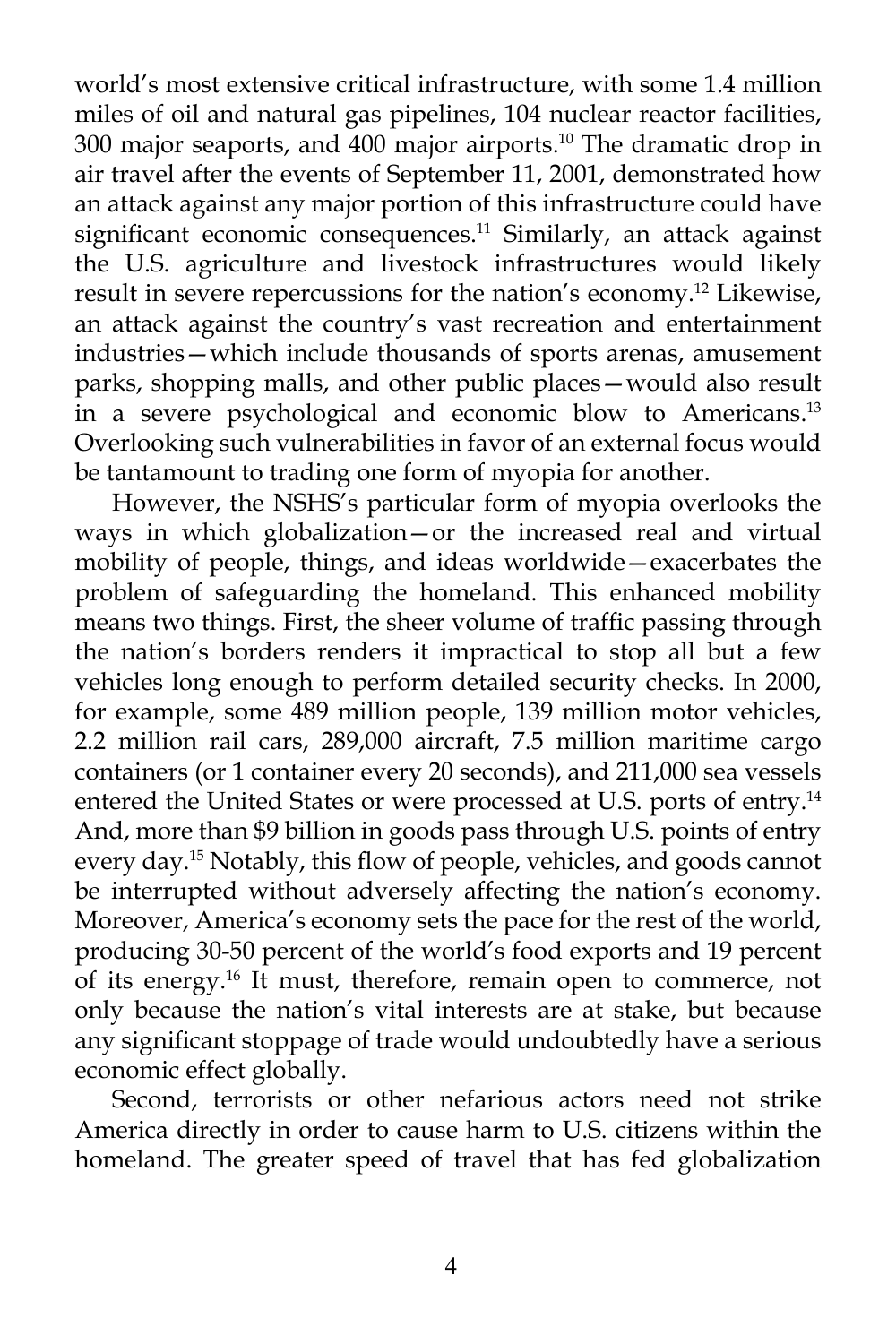world's most extensive critical infrastructure, with some 1.4 million miles of oil and natural gas pipelines, 104 nuclear reactor facilities, 300 major seaports, and 400 major airports.[10] The dramatic drop in air travel after the events of September 11, 2001, demonstrated how an attack against any major portion of this infrastructure could have significant economic consequences.[11] Similarly, an attack against the U.S. agriculture and livestock infrastructures would likely result in severe repercussions for the nation's economy.[12] Likewise, an attack against the country's vast recreation and entertainment industries—which include thousands of sports arenas, amusement parks, shopping malls, and other public places—would also result in a severe psychological and economic blow to Americans.[13] Overlooking such vulnerabilities in favor of an external focus would be tantamount to trading one form of myopia for another.

However, the NSHS's particular form of myopia overlooks the ways in which globalization—or the increased real and virtual mobility of people, things, and ideas worldwide—exacerbates the problem of safeguarding the homeland. This enhanced mobility means two things. First, the sheer volume of traffic passing through the nation's borders renders it impractical to stop all but a few vehicles long enough to perform detailed security checks. In 2000, for example, some 489 million people, 139 million motor vehicles, 2.2 million rail cars, 289,000 aircraft, 7.5 million maritime cargo containers (or 1 container every 20 seconds), and 211,000 sea vessels entered the United States or were processed at U.S. ports of entry.[14] And, more than $9 billion in goods pass through U.S. points of entry every day.[15] Notably, this flow of people, vehicles, and goods cannot be interrupted without adversely affecting the nation's economy. Moreover, America's economy sets the pace for the rest of the world, producing 30-50 percent of the world's food exports and 19 percent of its energy.[16] It must, therefore, remain open to commerce, not only because the nation's vital interests are at stake, but because any significant stoppage of trade would undoubtedly have a serious economic effect globally.

Second, terrorists or other nefarious actors need not strike America directly in order to cause harm to U.S. citizens within the homeland. The greater speed of travel that has fed globalization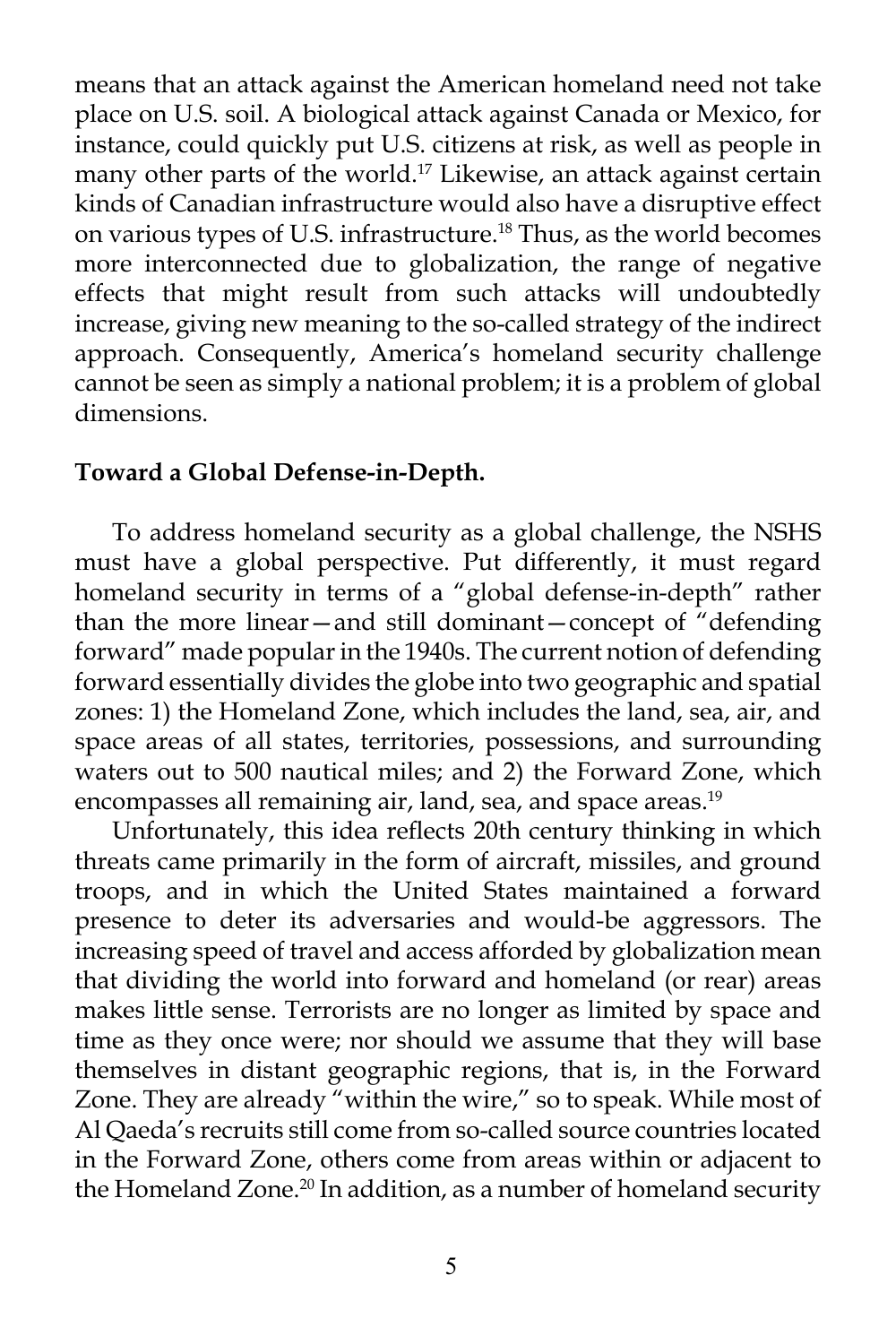means that an attack against the American homeland need not take place on U.S. soil. A biological attack against Canada or Mexico, for instance, could quickly put U.S. citizens at risk, as well as people in many other parts of the world.[17] Likewise, an attack against certain kinds of Canadian infrastructure would also have a disruptive effect on various types of U.S. infrastructure.[18] Thus, as the world becomes more interconnected due to globalization, the range of negative effects that might result from such attacks will undoubtedly increase, giving new meaning to the so-called strategy of the indirect approach. Consequently, America's homeland security challenge cannot be seen as simply a national problem; it is a problem of global dimensions.

**Toward a Global Defense-in-Depth.**

To address homeland security as a global challenge, the NSHS must have a global perspective. Put differently, it must regard homeland security in terms of a "global defense-in-depth" rather than the more linear—and still dominant—concept of "defending forward" made popular in the 1940s. The current notion of defending forward essentially divides the globe into two geographic and spatial zones: 1) the Homeland Zone, which includes the land, sea, air, and space areas of all states, territories, possessions, and surrounding waters out to 500 nautical miles; and 2) the Forward Zone, which encompasses all remaining air, land, sea, and space areas.[19]

Unfortunately, this idea reflects 20th century thinking in which threats came primarily in the form of aircraft, missiles, and ground troops, and in which the United States maintained a forward presence to deter its adversaries and would-be aggressors. The increasing speed of travel and access afforded by globalization mean that dividing the world into forward and homeland (or rear) areas makes little sense. Terrorists are no longer as limited by space and time as they once were; nor should we assume that they will base themselves in distant geographic regions, that is, in the Forward Zone. They are already "within the wire," so to speak. While most of Al Qaeda's recruits still come from so-called source countries located in the Forward Zone, others come from areas within or adjacent to the Homeland Zone.[20] In addition, as a number of homeland security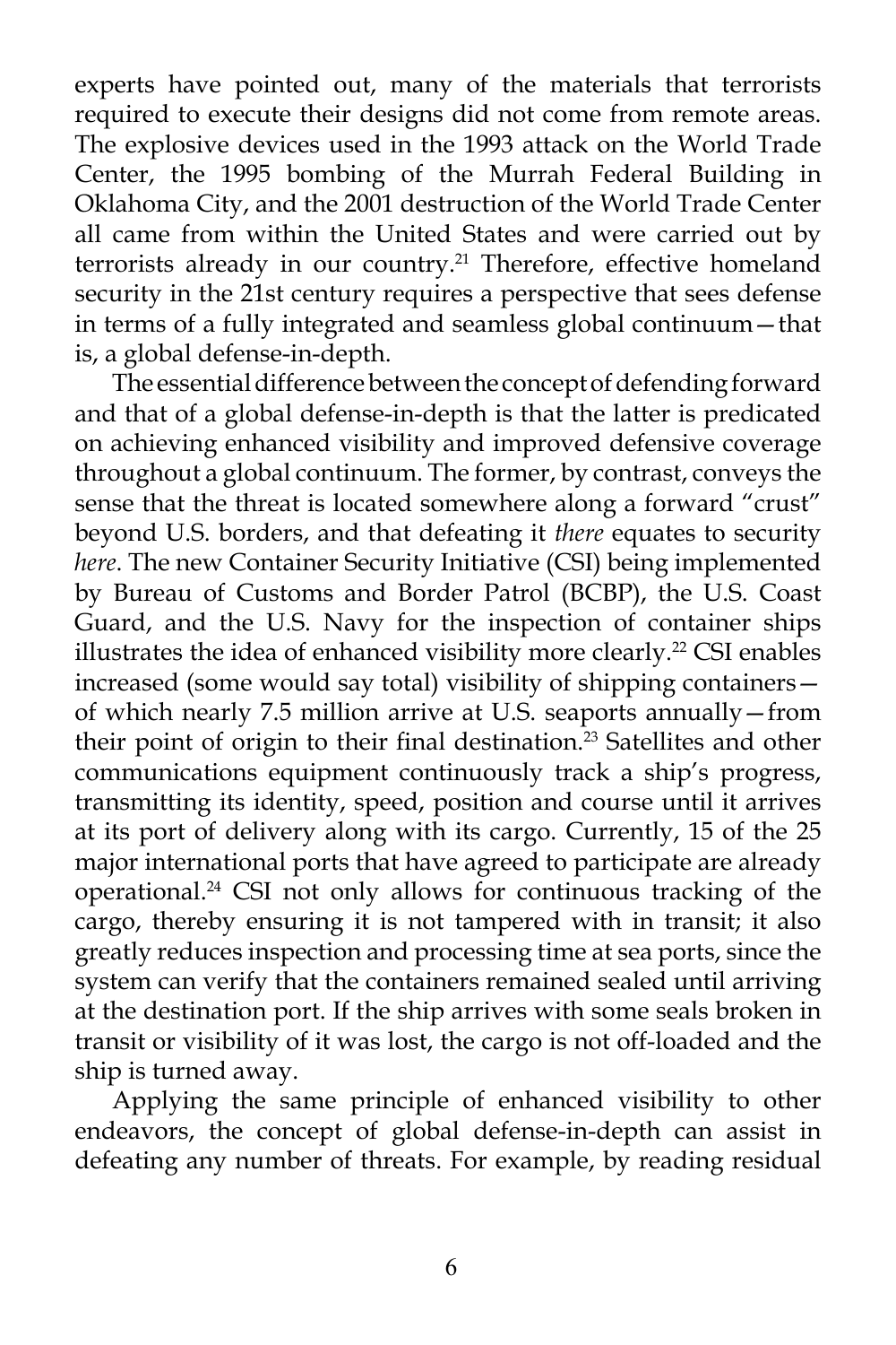experts have pointed out, many of the materials that terrorists required to execute their designs did not come from remote areas. The explosive devices used in the 1993 attack on the World Trade Center, the 1995 bombing of the Murrah Federal Building in Oklahoma City, and the 2001 destruction of the World Trade Center all came from within the United States and were carried out by terrorists already in our country.[21] Therefore, effective homeland security in the 21st century requires a perspective that sees defense in terms of a fully integrated and seamless global continuum—that is, a global defense-in-depth.

The essential difference between the concept of defending forward and that of a global defense-in-depth is that the latter is predicated on achieving enhanced visibility and improved defensive coverage throughout a global continuum. The former, by contrast, conveys the sense that the threat is located somewhere along a forward "crust" beyond U.S. borders, and that defeating it *there* equates to security *here*. The new Container Security Initiative (CSI) being implemented by Bureau of Customs and Border Patrol (BCBP), the U.S. Coast Guard, and the U.S. Navy for the inspection of container ships illustrates the idea of enhanced visibility more clearly.[22] CSI enables increased (some would say total) visibility of shipping containers—of which nearly 7.5 million arrive at U.S. seaports annually—from their point of origin to their final destination.[23] Satellites and other communications equipment continuously track a ship's progress, transmitting its identity, speed, position and course until it arrives at its port of delivery along with its cargo. Currently, 15 of the 25 major international ports that have agreed to participate are already operational.[24] CSI not only allows for continuous tracking of the cargo, thereby ensuring it is not tampered with in transit; it also greatly reduces inspection and processing time at sea ports, since the system can verify that the containers remained sealed until arriving at the destination port. If the ship arrives with some seals broken in transit or visibility of it was lost, the cargo is not off-loaded and the ship is turned away.

Applying the same principle of enhanced visibility to other endeavors, the concept of global defense-in-depth can assist in defeating any number of threats. For example, by reading residual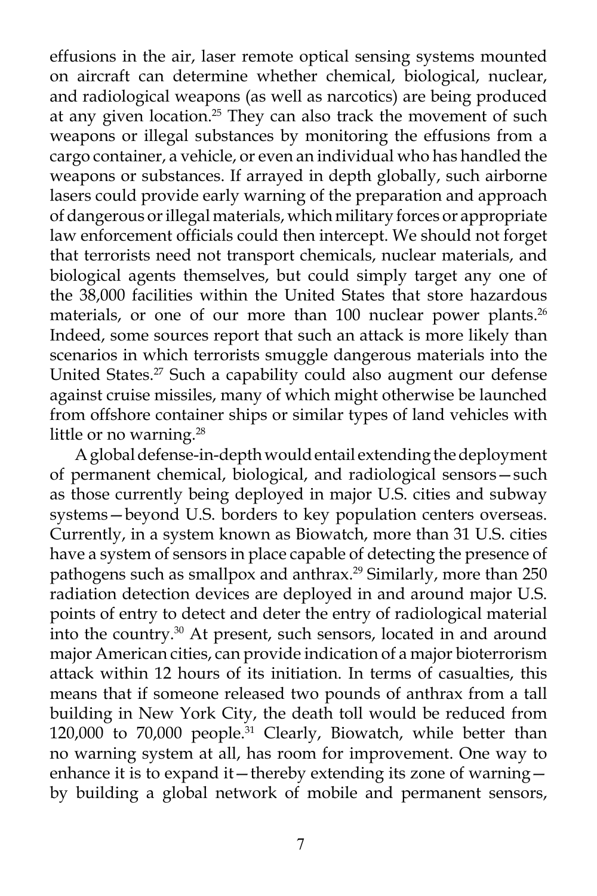effusions in the air, laser remote optical sensing systems mounted on aircraft can determine whether chemical, biological, nuclear, and radiological weapons (as well as narcotics) are being produced at any given location.[25] They can also track the movement of such weapons or illegal substances by monitoring the effusions from a cargo container, a vehicle, or even an individual who has handled the weapons or substances. If arrayed in depth globally, such airborne lasers could provide early warning of the preparation and approach of dangerous or illegal materials, which military forces or appropriate law enforcement officials could then intercept. We should not forget that terrorists need not transport chemicals, nuclear materials, and biological agents themselves, but could simply target any one of the 38,000 facilities within the United States that store hazardous materials, or one of our more than 100 nuclear power plants.[26] Indeed, some sources report that such an attack is more likely than scenarios in which terrorists smuggle dangerous materials into the United States.[27] Such a capability could also augment our defense against cruise missiles, many of which might otherwise be launched from offshore container ships or similar types of land vehicles with little or no warning.[28]

A global defense-in-depth would entail extending the deployment of permanent chemical, biological, and radiological sensors—such as those currently being deployed in major U.S. cities and subway systems—beyond U.S. borders to key population centers overseas. Currently, in a system known as Biowatch, more than 31 U.S. cities have a system of sensors in place capable of detecting the presence of pathogens such as smallpox and anthrax.[29] Similarly, more than 250 radiation detection devices are deployed in and around major U.S. points of entry to detect and deter the entry of radiological material into the country.[30] At present, such sensors, located in and around major American cities, can provide indication of a major bioterrorism attack within 12 hours of its initiation. In terms of casualties, this means that if someone released two pounds of anthrax from a tall building in New York City, the death toll would be reduced from 120,000 to 70,000 people.[31] Clearly, Biowatch, while better than no warning system at all, has room for improvement. One way to enhance it is to expand it—thereby extending its zone of warning—by building a global network of mobile and permanent sensors,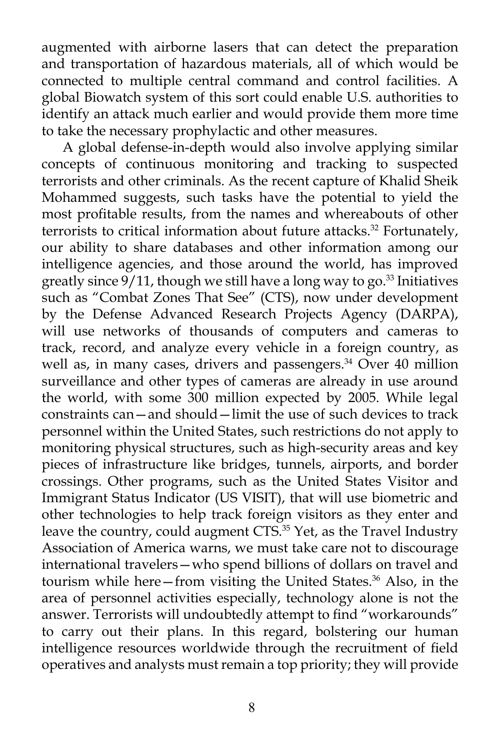augmented with airborne lasers that can detect the preparation and transportation of hazardous materials, all of which would be connected to multiple central command and control facilities. A global Biowatch system of this sort could enable U.S. authorities to identify an attack much earlier and would provide them more time to take the necessary prophylactic and other measures.

A global defense-in-depth would also involve applying similar concepts of continuous monitoring and tracking to suspected terrorists and other criminals. As the recent capture of Khalid Sheik Mohammed suggests, such tasks have the potential to yield the most profitable results, from the names and whereabouts of other terrorists to critical information about future attacks.[32] Fortunately, our ability to share databases and other information among our intelligence agencies, and those around the world, has improved greatly since 9/11, though we still have a long way to go.[33] Initiatives such as "Combat Zones That See" (CTS), now under development by the Defense Advanced Research Projects Agency (DARPA), will use networks of thousands of computers and cameras to track, record, and analyze every vehicle in a foreign country, as well as, in many cases, drivers and passengers.[34] Over 40 million surveillance and other types of cameras are already in use around the world, with some 300 million expected by 2005. While legal constraints can—and should—limit the use of such devices to track personnel within the United States, such restrictions do not apply to monitoring physical structures, such as high-security areas and key pieces of infrastructure like bridges, tunnels, airports, and border crossings. Other programs, such as the United States Visitor and Immigrant Status Indicator (US VISIT), that will use biometric and other technologies to help track foreign visitors as they enter and leave the country, could augment CTS.[35] Yet, as the Travel Industry Association of America warns, we must take care not to discourage international travelers—who spend billions of dollars on travel and tourism while here—from visiting the United States.[36] Also, in the area of personnel activities especially, technology alone is not the answer. Terrorists will undoubtedly attempt to find "workarounds" to carry out their plans. In this regard, bolstering our human intelligence resources worldwide through the recruitment of field operatives and analysts must remain a top priority; they will provide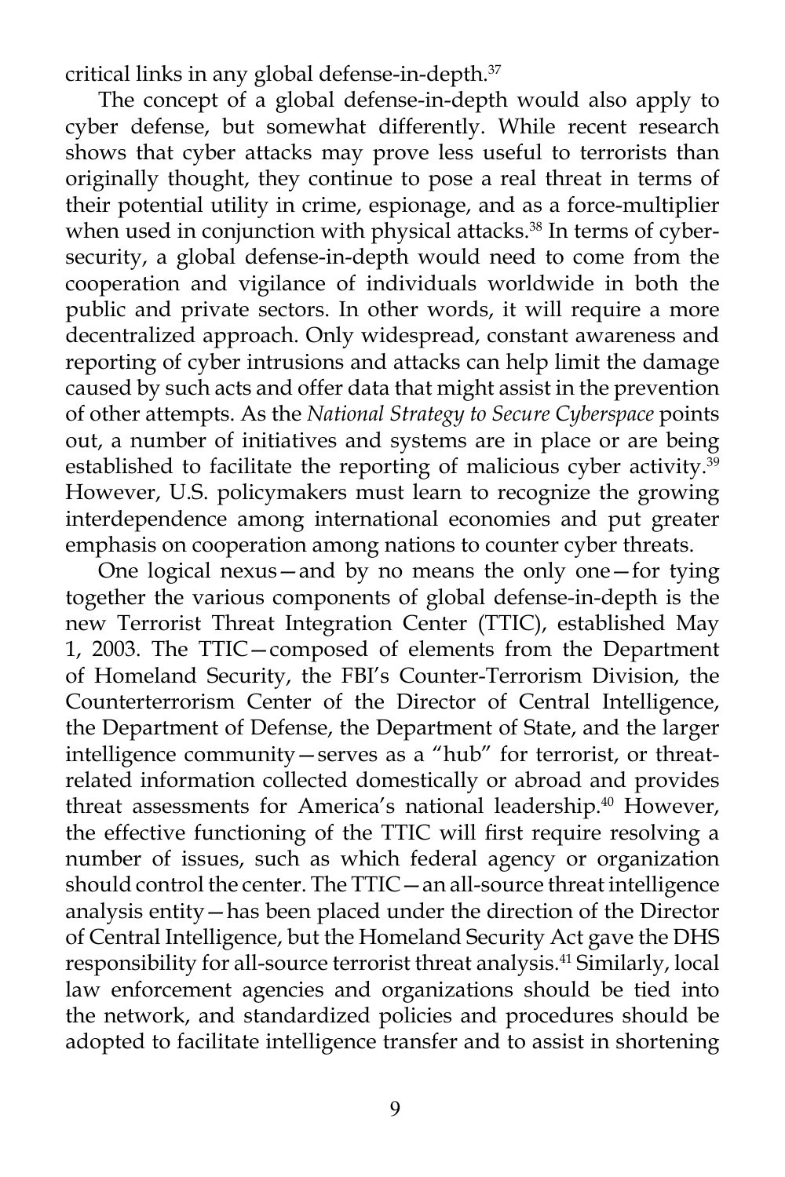critical links in any global defense-in-depth.[37]

The concept of a global defense-in-depth would also apply to cyber defense, but somewhat differently. While recent research shows that cyber attacks may prove less useful to terrorists than originally thought, they continue to pose a real threat in terms of their potential utility in crime, espionage, and as a force-multiplier when used in conjunction with physical attacks.[38] In terms of cyber-security, a global defense-in-depth would need to come from the cooperation and vigilance of individuals worldwide in both the public and private sectors. In other words, it will require a more decentralized approach. Only widespread, constant awareness and reporting of cyber intrusions and attacks can help limit the damage caused by such acts and offer data that might assist in the prevention of other attempts. As the *National Strategy to Secure Cyberspace* points out, a number of initiatives and systems are in place or are being established to facilitate the reporting of malicious cyber activity.[39] However, U.S. policymakers must learn to recognize the growing interdependence among international economies and put greater emphasis on cooperation among nations to counter cyber threats.

One logical nexus—and by no means the only one—for tying together the various components of global defense-in-depth is the new Terrorist Threat Integration Center (TTIC), established May 1, 2003. The TTIC—composed of elements from the Department of Homeland Security, the FBI's Counter-Terrorism Division, the Counterterrorism Center of the Director of Central Intelligence, the Department of Defense, the Department of State, and the larger intelligence community—serves as a "hub" for terrorist, or threat-related information collected domestically or abroad and provides threat assessments for America's national leadership.[40] However, the effective functioning of the TTIC will first require resolving a number of issues, such as which federal agency or organization should control the center. The TTIC—an all-source threat intelligence analysis entity—has been placed under the direction of the Director of Central Intelligence, but the Homeland Security Act gave the DHS responsibility for all-source terrorist threat analysis.[41] Similarly, local law enforcement agencies and organizations should be tied into the network, and standardized policies and procedures should be adopted to facilitate intelligence transfer and to assist in shortening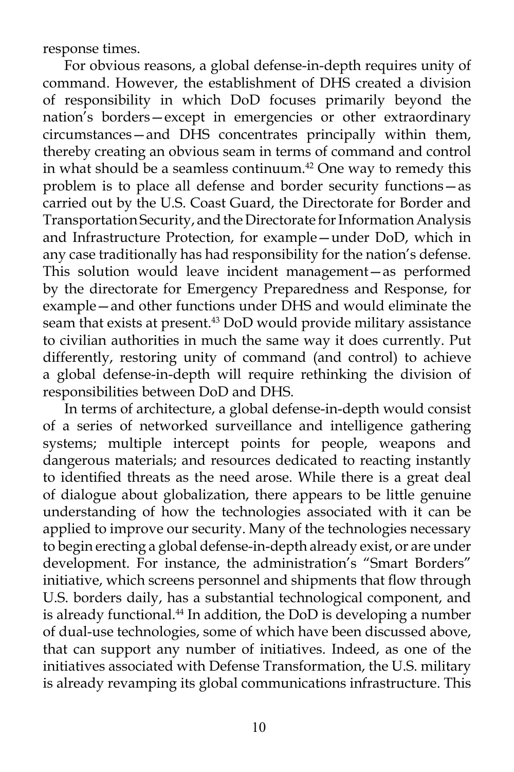response times.

For obvious reasons, a global defense-in-depth requires unity of command. However, the establishment of DHS created a division of responsibility in which DoD focuses primarily beyond the nation's borders—except in emergencies or other extraordinary circumstances—and DHS concentrates principally within them, thereby creating an obvious seam in terms of command and control in what should be a seamless continuum.[42] One way to remedy this problem is to place all defense and border security functions—as carried out by the U.S. Coast Guard, the Directorate for Border and Transportation Security, and the Directorate for Information Analysis and Infrastructure Protection, for example—under DoD, which in any case traditionally has had responsibility for the nation's defense. This solution would leave incident management—as performed by the directorate for Emergency Preparedness and Response, for example—and other functions under DHS and would eliminate the seam that exists at present.[43] DoD would provide military assistance to civilian authorities in much the same way it does currently. Put differently, restoring unity of command (and control) to achieve a global defense-in-depth will require rethinking the division of responsibilities between DoD and DHS.

In terms of architecture, a global defense-in-depth would consist of a series of networked surveillance and intelligence gathering systems; multiple intercept points for people, weapons and dangerous materials; and resources dedicated to reacting instantly to identified threats as the need arose. While there is a great deal of dialogue about globalization, there appears to be little genuine understanding of how the technologies associated with it can be applied to improve our security. Many of the technologies necessary to begin erecting a global defense-in-depth already exist, or are under development. For instance, the administration's "Smart Borders" initiative, which screens personnel and shipments that flow through U.S. borders daily, has a substantial technological component, and is already functional.[44] In addition, the DoD is developing a number of dual-use technologies, some of which have been discussed above, that can support any number of initiatives. Indeed, as one of the initiatives associated with Defense Transformation, the U.S. military is already revamping its global communications infrastructure. This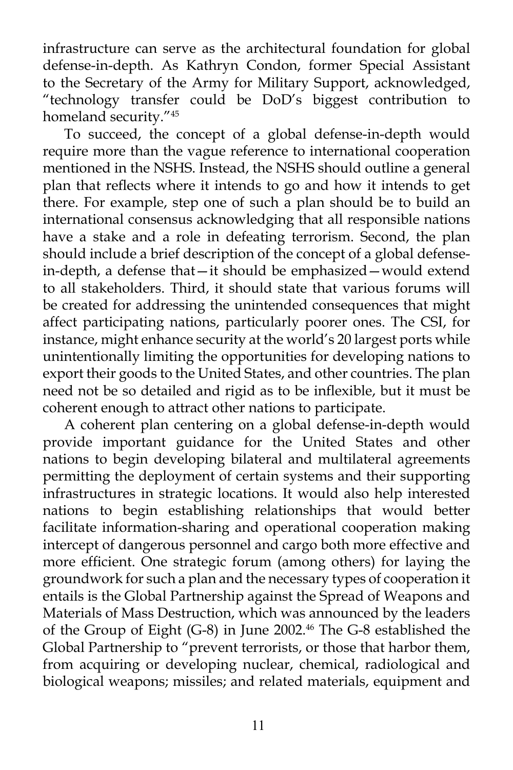infrastructure can serve as the architectural foundation for global defense-in-depth. As Kathryn Condon, former Special Assistant to the Secretary of the Army for Military Support, acknowledged, "technology transfer could be DoD's biggest contribution to homeland security."[45]

To succeed, the concept of a global defense-in-depth would require more than the vague reference to international cooperation mentioned in the NSHS. Instead, the NSHS should outline a general plan that reflects where it intends to go and how it intends to get there. For example, step one of such a plan should be to build an international consensus acknowledging that all responsible nations have a stake and a role in defeating terrorism. Second, the plan should include a brief description of the concept of a global defense-in-depth, a defense that—it should be emphasized—would extend to all stakeholders. Third, it should state that various forums will be created for addressing the unintended consequences that might affect participating nations, particularly poorer ones. The CSI, for instance, might enhance security at the world's 20 largest ports while unintentionally limiting the opportunities for developing nations to export their goods to the United States, and other countries. The plan need not be so detailed and rigid as to be inflexible, but it must be coherent enough to attract other nations to participate.

A coherent plan centering on a global defense-in-depth would provide important guidance for the United States and other nations to begin developing bilateral and multilateral agreements permitting the deployment of certain systems and their supporting infrastructures in strategic locations. It would also help interested nations to begin establishing relationships that would better facilitate information-sharing and operational cooperation making intercept of dangerous personnel and cargo both more effective and more efficient. One strategic forum (among others) for laying the groundwork for such a plan and the necessary types of cooperation it entails is the Global Partnership against the Spread of Weapons and Materials of Mass Destruction, which was announced by the leaders of the Group of Eight (G-8) in June 2002.[46] The G-8 established the Global Partnership to "prevent terrorists, or those that harbor them, from acquiring or developing nuclear, chemical, radiological and biological weapons; missiles; and related materials, equipment and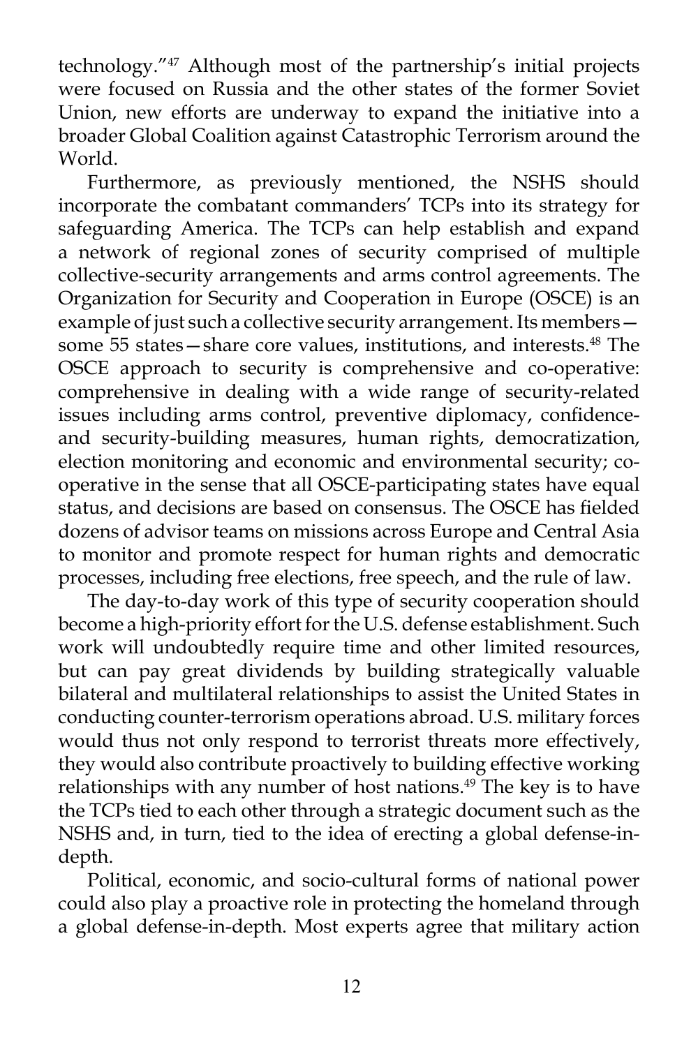technology."[47] Although most of the partnership's initial projects were focused on Russia and the other states of the former Soviet Union, new efforts are underway to expand the initiative into a broader Global Coalition against Catastrophic Terrorism around the World.

Furthermore, as previously mentioned, the NSHS should incorporate the combatant commanders' TCPs into its strategy for safeguarding America. The TCPs can help establish and expand a network of regional zones of security comprised of multiple collective-security arrangements and arms control agreements. The Organization for Security and Cooperation in Europe (OSCE) is an example of just such a collective security arrangement. Its members—some 55 states—share core values, institutions, and interests.[48] The OSCE approach to security is comprehensive and co-operative: comprehensive in dealing with a wide range of security-related issues including arms control, preventive diplomacy, confidence- and security-building measures, human rights, democratization, election monitoring and economic and environmental security; co-operative in the sense that all OSCE-participating states have equal status, and decisions are based on consensus. The OSCE has fielded dozens of advisor teams on missions across Europe and Central Asia to monitor and promote respect for human rights and democratic processes, including free elections, free speech, and the rule of law.

The day-to-day work of this type of security cooperation should become a high-priority effort for the U.S. defense establishment. Such work will undoubtedly require time and other limited resources, but can pay great dividends by building strategically valuable bilateral and multilateral relationships to assist the United States in conducting counter-terrorism operations abroad. U.S. military forces would thus not only respond to terrorist threats more effectively, they would also contribute proactively to building effective working relationships with any number of host nations.[49] The key is to have the TCPs tied to each other through a strategic document such as the NSHS and, in turn, tied to the idea of erecting a global defense-in-depth.

Political, economic, and socio-cultural forms of national power could also play a proactive role in protecting the homeland through a global defense-in-depth. Most experts agree that military action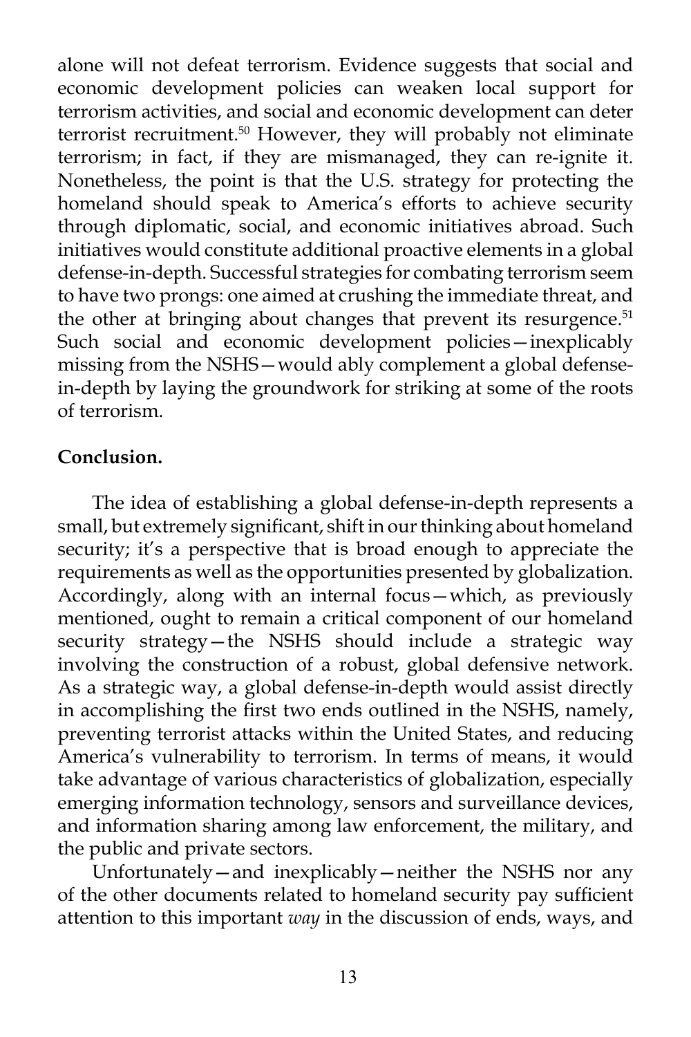alone will not defeat terrorism. Evidence suggests that social and economic development policies can weaken local support for terrorism activities, and social and economic development can deter terrorist recruitment.[50] However, they will probably not eliminate terrorism; in fact, if they are mismanaged, they can re-ignite it. Nonetheless, the point is that the U.S. strategy for protecting the homeland should speak to America's efforts to achieve security through diplomatic, social, and economic initiatives abroad. Such initiatives would constitute additional proactive elements in a global defense-in-depth. Successful strategies for combating terrorism seem to have two prongs: one aimed at crushing the immediate threat, and the other at bringing about changes that prevent its resurgence.[51] Such social and economic development policies—inexplicably missing from the NSHS—would ably complement a global defense-in-depth by laying the groundwork for striking at some of the roots of terrorism.

**Conclusion.**

The idea of establishing a global defense-in-depth represents a small, but extremely significant, shift in our thinking about homeland security; it's a perspective that is broad enough to appreciate the requirements as well as the opportunities presented by globalization. Accordingly, along with an internal focus—which, as previously mentioned, ought to remain a critical component of our homeland security strategy—the NSHS should include a strategic way involving the construction of a robust, global defensive network. As a strategic way, a global defense-in-depth would assist directly in accomplishing the first two ends outlined in the NSHS, namely, preventing terrorist attacks within the United States, and reducing America's vulnerability to terrorism. In terms of means, it would take advantage of various characteristics of globalization, especially emerging information technology, sensors and surveillance devices, and information sharing among law enforcement, the military, and the public and private sectors.

Unfortunately—and inexplicably—neither the NSHS nor any of the other documents related to homeland security pay sufficient attention to this important *way* in the discussion of ends, ways, and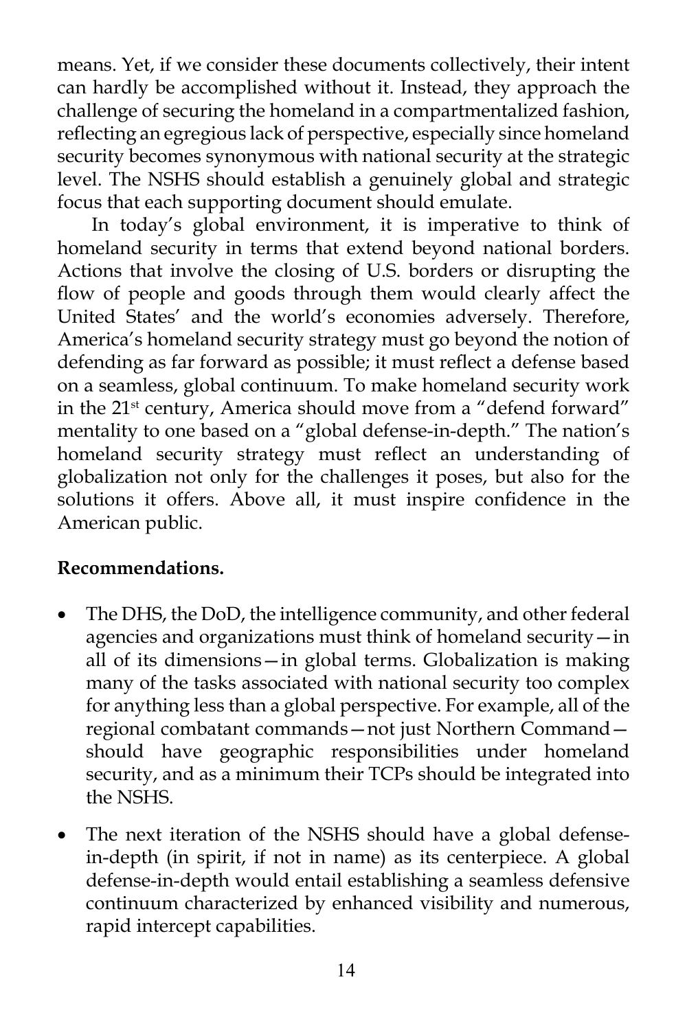means. Yet, if we consider these documents collectively, their intent can hardly be accomplished without it. Instead, they approach the challenge of securing the homeland in a compartmentalized fashion, reflecting an egregious lack of perspective, especially since homeland security becomes synonymous with national security at the strategic level. The NSHS should establish a genuinely global and strategic focus that each supporting document should emulate.

In today's global environment, it is imperative to think of homeland security in terms that extend beyond national borders. Actions that involve the closing of U.S. borders or disrupting the flow of people and goods through them would clearly affect the United States' and the world's economies adversely. Therefore, America's homeland security strategy must go beyond the notion of defending as far forward as possible; it must reflect a defense based on a seamless, global continuum. To make homeland security work in the 21st century, America should move from a "defend forward" mentality to one based on a "global defense-in-depth." The nation's homeland security strategy must reflect an understanding of globalization not only for the challenges it poses, but also for the solutions it offers. Above all, it must inspire confidence in the American public.

**Recommendations.**

- The DHS, the DoD, the intelligence community, and other federal agencies and organizations must think of homeland security—in all of its dimensions—in global terms. Globalization is making many of the tasks associated with national security too complex for anything less than a global perspective. For example, all of the regional combatant commands—not just Northern Command—should have geographic responsibilities under homeland security, and as a minimum their TCPs should be integrated into the NSHS.

- The next iteration of the NSHS should have a global defense-in-depth (in spirit, if not in name) as its centerpiece. A global defense-in-depth would entail establishing a seamless defensive continuum characterized by enhanced visibility and numerous, rapid intercept capabilities.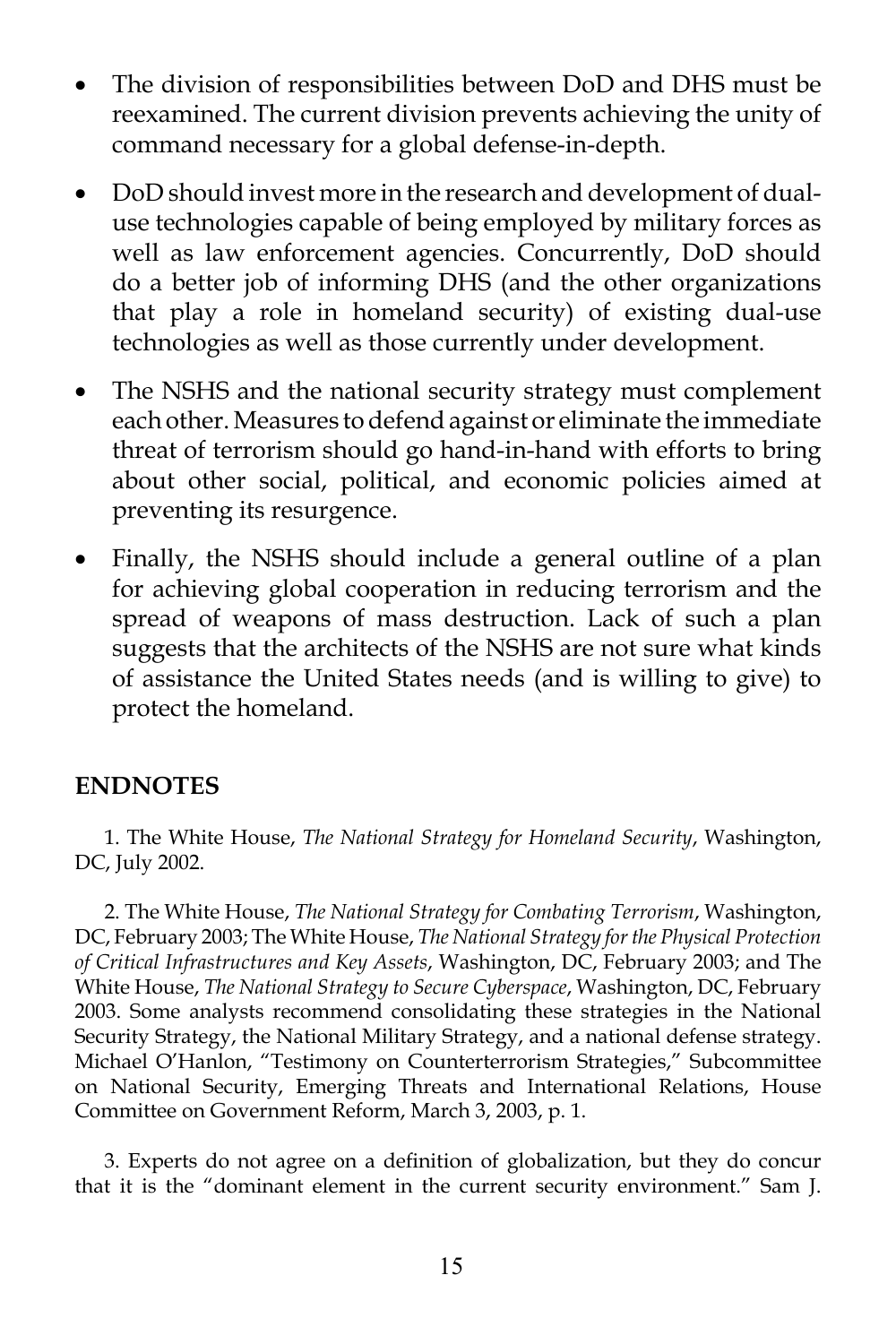- The division of responsibilities between DoD and DHS must be reexamined. The current division prevents achieving the unity of command necessary for a global defense-in-depth.

- DoD should invest more in the research and development of dual-use technologies capable of being employed by military forces as well as law enforcement agencies. Concurrently, DoD should do a better job of informing DHS (and the other organizations that play a role in homeland security) of existing dual-use technologies as well as those currently under development.

- The NSHS and the national security strategy must complement each other. Measures to defend against or eliminate the immediate threat of terrorism should go hand-in-hand with efforts to bring about other social, political, and economic policies aimed at preventing its resurgence.

- Finally, the NSHS should include a general outline of a plan for achieving global cooperation in reducing terrorism and the spread of weapons of mass destruction. Lack of such a plan suggests that the architects of the NSHS are not sure what kinds of assistance the United States needs (and is willing to give) to protect the homeland.

## ENDNOTES

1. The White House, *The National Strategy for Homeland Security*, Washington, DC, July 2002.

2. The White House, *The National Strategy for Combating Terrorism*, Washington, DC, February 2003; The White House, *The National Strategy for the Physical Protection of Critical Infrastructures and Key Assets*, Washington, DC, February 2003; and The White House, *The National Strategy to Secure Cyberspace*, Washington, DC, February 2003. Some analysts recommend consolidating these strategies in the National Security Strategy, the National Military Strategy, and a national defense strategy. Michael O'Hanlon, "Testimony on Counterterrorism Strategies," Subcommittee on National Security, Emerging Threats and International Relations, House Committee on Government Reform, March 3, 2003, p. 1.

3. Experts do not agree on a definition of globalization, but they do concur that it is the "dominant element in the current security environment." Sam J.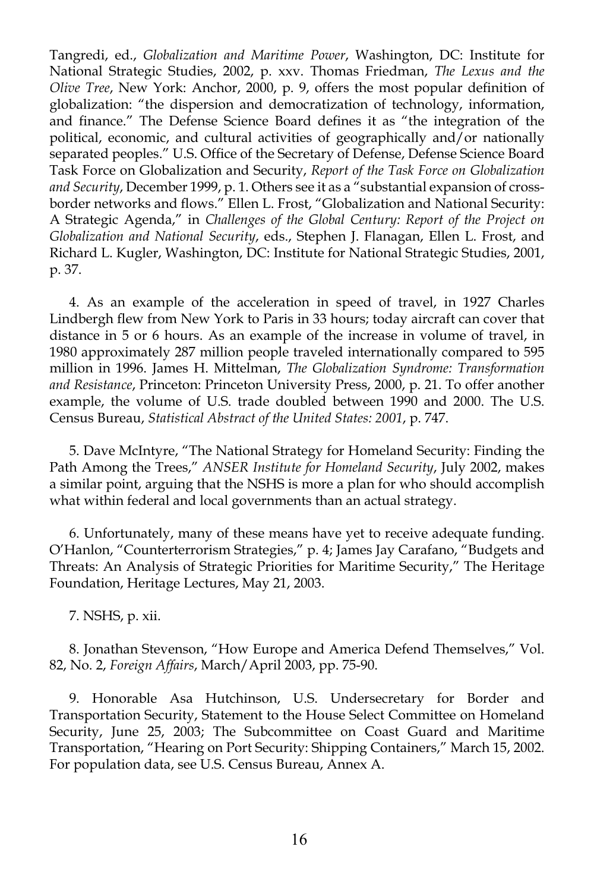Tangredi, ed., *Globalization and Maritime Power*, Washington, DC: Institute for National Strategic Studies, 2002, p. xxv. Thomas Friedman, *The Lexus and the Olive Tree*, New York: Anchor, 2000, p. 9, offers the most popular definition of globalization: "the dispersion and democratization of technology, information, and finance." The Defense Science Board defines it as "the integration of the political, economic, and cultural activities of geographically and/or nationally separated peoples." U.S. Office of the Secretary of Defense, Defense Science Board Task Force on Globalization and Security, *Report of the Task Force on Globalization and Security*, December 1999, p. 1. Others see it as a "substantial expansion of cross-border networks and flows." Ellen L. Frost, "Globalization and National Security: A Strategic Agenda," in *Challenges of the Global Century: Report of the Project on Globalization and National Security*, eds., Stephen J. Flanagan, Ellen L. Frost, and Richard L. Kugler, Washington, DC: Institute for National Strategic Studies, 2001, p. 37.

4. As an example of the acceleration in speed of travel, in 1927 Charles Lindbergh flew from New York to Paris in 33 hours; today aircraft can cover that distance in 5 or 6 hours. As an example of the increase in volume of travel, in 1980 approximately 287 million people traveled internationally compared to 595 million in 1996. James H. Mittelman, *The Globalization Syndrome: Transformation and Resistance*, Princeton: Princeton University Press, 2000, p. 21. To offer another example, the volume of U.S. trade doubled between 1990 and 2000. The U.S. Census Bureau, *Statistical Abstract of the United States: 2001*, p. 747.

5. Dave McIntyre, "The National Strategy for Homeland Security: Finding the Path Among the Trees," *ANSER Institute for Homeland Security*, July 2002, makes a similar point, arguing that the NSHS is more a plan for who should accomplish what within federal and local governments than an actual strategy.

6. Unfortunately, many of these means have yet to receive adequate funding. O'Hanlon, "Counterterrorism Strategies," p. 4; James Jay Carafano, "Budgets and Threats: An Analysis of Strategic Priorities for Maritime Security," The Heritage Foundation, Heritage Lectures, May 21, 2003.

7. NSHS, p. xii.

8. Jonathan Stevenson, "How Europe and America Defend Themselves," Vol. 82, No. 2, *Foreign Affairs*, March/April 2003, pp. 75-90.

9. Honorable Asa Hutchinson, U.S. Undersecretary for Border and Transportation Security, Statement to the House Select Committee on Homeland Security, June 25, 2003; The Subcommittee on Coast Guard and Maritime Transportation, "Hearing on Port Security: Shipping Containers," March 15, 2002. For population data, see U.S. Census Bureau, Annex A.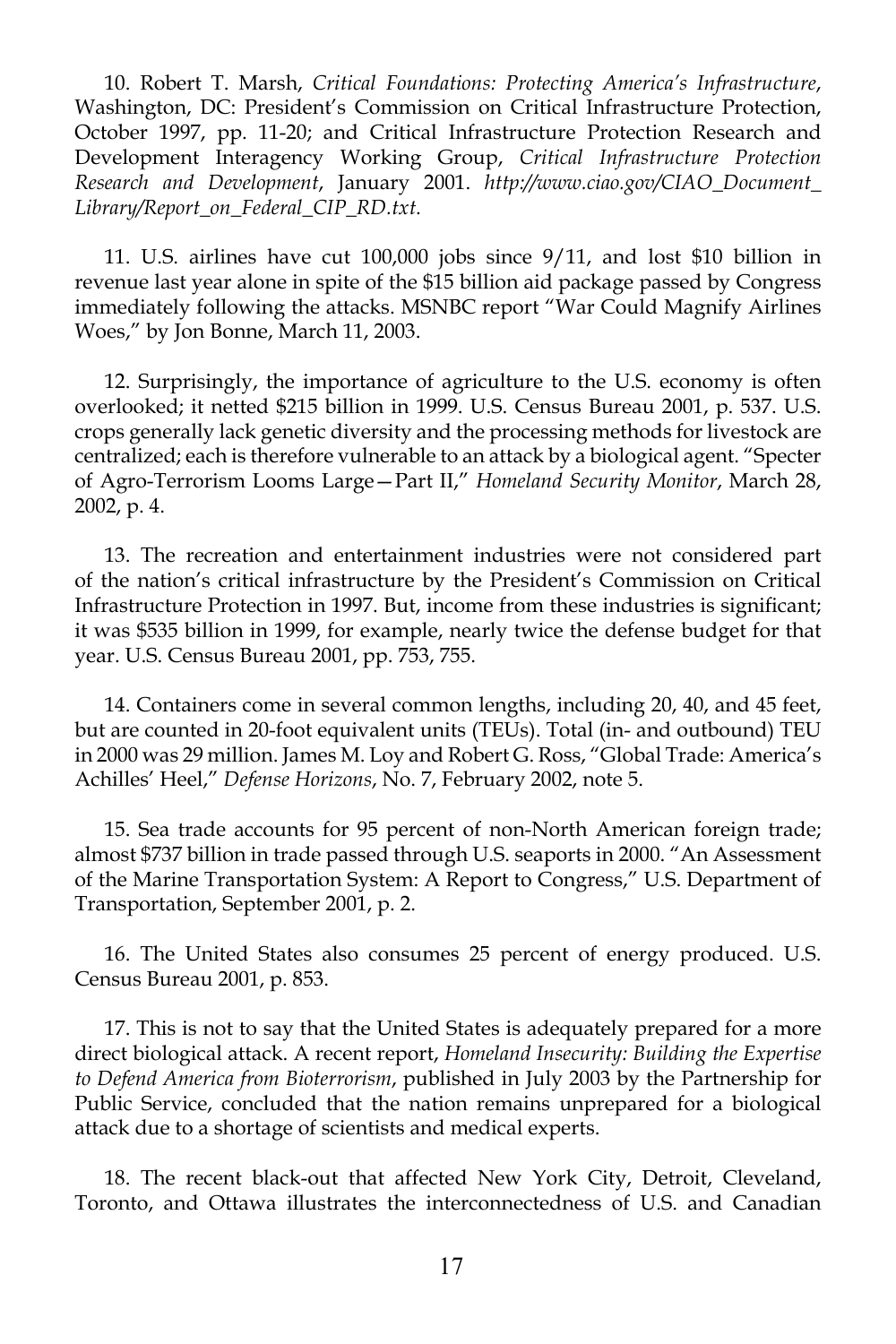10. Robert T. Marsh, *Critical Foundations: Protecting America's Infrastructure*, Washington, DC: President's Commission on Critical Infrastructure Protection, October 1997, pp. 11-20; and Critical Infrastructure Protection Research and Development Interagency Working Group, *Critical Infrastructure Protection Research and Development*, January 2001. *http://www.ciao.gov/CIAO_Document_Library/Report_on_Federal_CIP_RD.txt*.

11. U.S. airlines have cut 100,000 jobs since 9/11, and lost $10 billion in revenue last year alone in spite of the $15 billion aid package passed by Congress immediately following the attacks. MSNBC report "War Could Magnify Airlines Woes," by Jon Bonne, March 11, 2003.

12. Surprisingly, the importance of agriculture to the U.S. economy is often overlooked; it netted $215 billion in 1999. U.S. Census Bureau 2001, p. 537. U.S. crops generally lack genetic diversity and the processing methods for livestock are centralized; each is therefore vulnerable to an attack by a biological agent. "Specter of Agro-Terrorism Looms Large—Part II," *Homeland Security Monitor*, March 28, 2002, p. 4.

13. The recreation and entertainment industries were not considered part of the nation's critical infrastructure by the President's Commission on Critical Infrastructure Protection in 1997. But, income from these industries is significant; it was $535 billion in 1999, for example, nearly twice the defense budget for that year. U.S. Census Bureau 2001, pp. 753, 755.

14. Containers come in several common lengths, including 20, 40, and 45 feet, but are counted in 20-foot equivalent units (TEUs). Total (in- and outbound) TEU in 2000 was 29 million. James M. Loy and Robert G. Ross, "Global Trade: America's Achilles' Heel," *Defense Horizons*, No. 7, February 2002, note 5.

15. Sea trade accounts for 95 percent of non-North American foreign trade; almost $737 billion in trade passed through U.S. seaports in 2000. "An Assessment of the Marine Transportation System: A Report to Congress," U.S. Department of Transportation, September 2001, p. 2.

16. The United States also consumes 25 percent of energy produced. U.S. Census Bureau 2001, p. 853.

17. This is not to say that the United States is adequately prepared for a more direct biological attack. A recent report, *Homeland Insecurity: Building the Expertise to Defend America from Bioterrorism*, published in July 2003 by the Partnership for Public Service, concluded that the nation remains unprepared for a biological attack due to a shortage of scientists and medical experts.

18. The recent black-out that affected New York City, Detroit, Cleveland, Toronto, and Ottawa illustrates the interconnectedness of U.S. and Canadian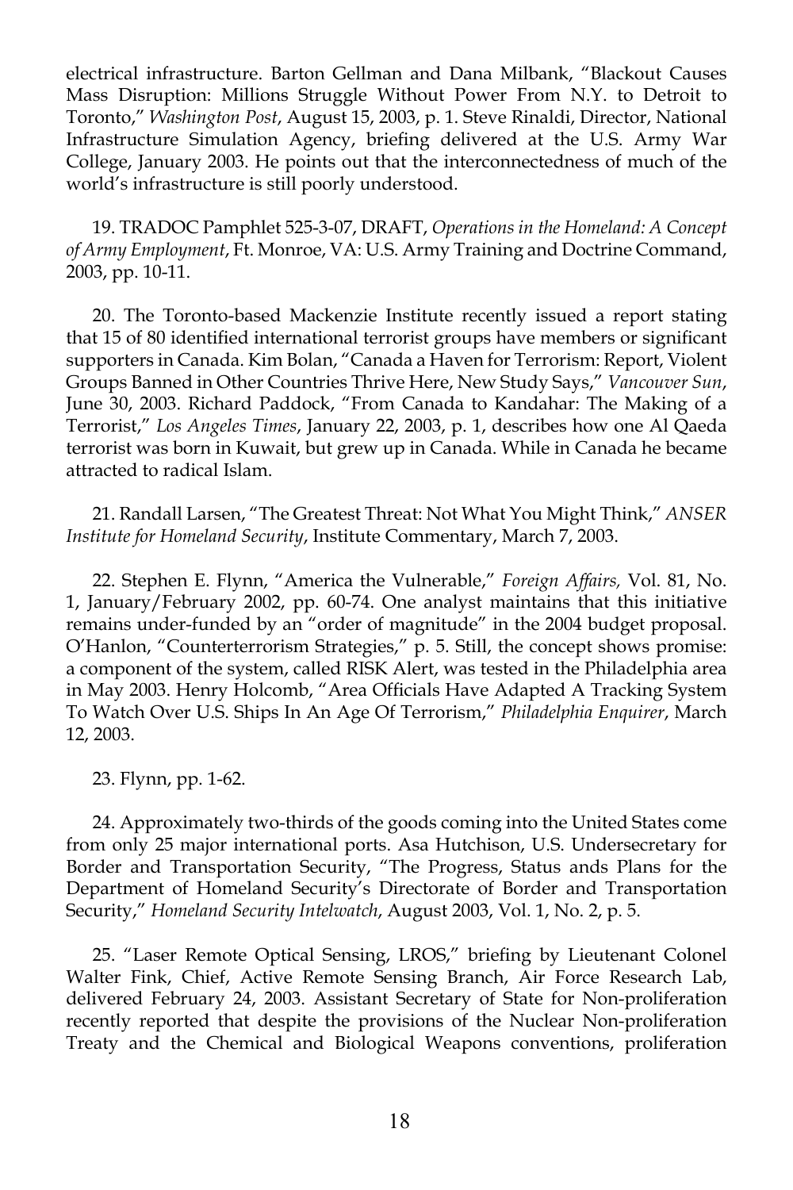electrical infrastructure. Barton Gellman and Dana Milbank, "Blackout Causes Mass Disruption: Millions Struggle Without Power From N.Y. to Detroit to Toronto," *Washington Post*, August 15, 2003, p. 1. Steve Rinaldi, Director, National Infrastructure Simulation Agency, briefing delivered at the U.S. Army War College, January 2003. He points out that the interconnectedness of much of the world's infrastructure is still poorly understood.

19. TRADOC Pamphlet 525-3-07, DRAFT, *Operations in the Homeland: A Concept of Army Employment*, Ft. Monroe, VA: U.S. Army Training and Doctrine Command, 2003, pp. 10-11.

20. The Toronto-based Mackenzie Institute recently issued a report stating that 15 of 80 identified international terrorist groups have members or significant supporters in Canada. Kim Bolan, "Canada a Haven for Terrorism: Report, Violent Groups Banned in Other Countries Thrive Here, New Study Says," *Vancouver Sun*, June 30, 2003. Richard Paddock, "From Canada to Kandahar: The Making of a Terrorist," *Los Angeles Times*, January 22, 2003, p. 1, describes how one Al Qaeda terrorist was born in Kuwait, but grew up in Canada. While in Canada he became attracted to radical Islam.

21. Randall Larsen, "The Greatest Threat: Not What You Might Think," *ANSER Institute for Homeland Security*, Institute Commentary, March 7, 2003.

22. Stephen E. Flynn, "America the Vulnerable," *Foreign Affairs,* Vol. 81, No. 1, January/February 2002, pp. 60-74. One analyst maintains that this initiative remains under-funded by an "order of magnitude" in the 2004 budget proposal. O'Hanlon, "Counterterrorism Strategies," p. 5. Still, the concept shows promise: a component of the system, called RISK Alert, was tested in the Philadelphia area in May 2003. Henry Holcomb, "Area Officials Have Adapted A Tracking System To Watch Over U.S. Ships In An Age Of Terrorism," *Philadelphia Enquirer*, March 12, 2003.

23. Flynn, pp. 1-62.

24. Approximately two-thirds of the goods coming into the United States come from only 25 major international ports. Asa Hutchison, U.S. Undersecretary for Border and Transportation Security, "The Progress, Status ands Plans for the Department of Homeland Security's Directorate of Border and Transportation Security," *Homeland Security Intelwatch*, August 2003, Vol. 1, No. 2, p. 5.

25. "Laser Remote Optical Sensing, LROS," briefing by Lieutenant Colonel Walter Fink, Chief, Active Remote Sensing Branch, Air Force Research Lab, delivered February 24, 2003. Assistant Secretary of State for Non-proliferation recently reported that despite the provisions of the Nuclear Non-proliferation Treaty and the Chemical and Biological Weapons conventions, proliferation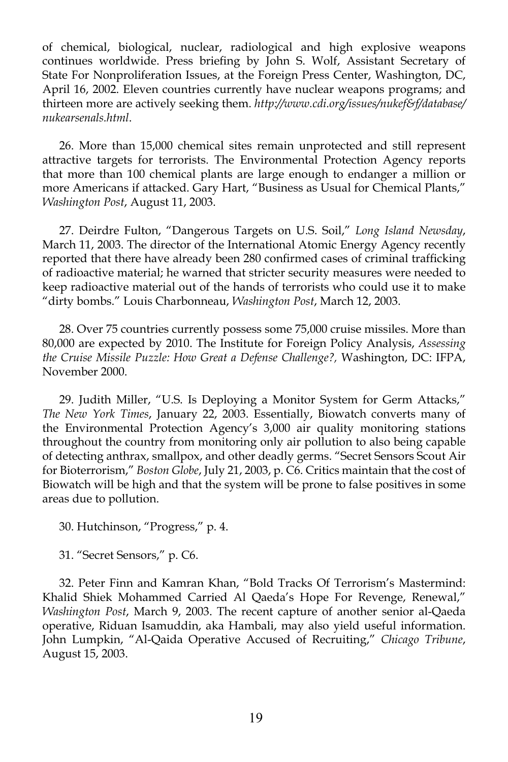of chemical, biological, nuclear, radiological and high explosive weapons continues worldwide. Press briefing by John S. Wolf, Assistant Secretary of State For Nonproliferation Issues, at the Foreign Press Center, Washington, DC, April 16, 2002. Eleven countries currently have nuclear weapons programs; and thirteen more are actively seeking them. *http://www.cdi.org/issues/nukef&f/database/nukearsenals.html*.

26. More than 15,000 chemical sites remain unprotected and still represent attractive targets for terrorists. The Environmental Protection Agency reports that more than 100 chemical plants are large enough to endanger a million or more Americans if attacked. Gary Hart, "Business as Usual for Chemical Plants," *Washington Post*, August 11, 2003.

27. Deirdre Fulton, "Dangerous Targets on U.S. Soil," *Long Island Newsday*, March 11, 2003. The director of the International Atomic Energy Agency recently reported that there have already been 280 confirmed cases of criminal trafficking of radioactive material; he warned that stricter security measures were needed to keep radioactive material out of the hands of terrorists who could use it to make "dirty bombs." Louis Charbonneau, *Washington Post*, March 12, 2003.

28. Over 75 countries currently possess some 75,000 cruise missiles. More than 80,000 are expected by 2010. The Institute for Foreign Policy Analysis, *Assessing the Cruise Missile Puzzle: How Great a Defense Challenge?,* Washington, DC: IFPA, November 2000.

29. Judith Miller, "U.S. Is Deploying a Monitor System for Germ Attacks," *The New York Times*, January 22, 2003. Essentially, Biowatch converts many of the Environmental Protection Agency's 3,000 air quality monitoring stations throughout the country from monitoring only air pollution to also being capable of detecting anthrax, smallpox, and other deadly germs. "Secret Sensors Scout Air for Bioterrorism," *Boston Globe*, July 21, 2003, p. C6. Critics maintain that the cost of Biowatch will be high and that the system will be prone to false positives in some areas due to pollution.

30. Hutchinson, "Progress," p. 4.

31. "Secret Sensors," p. C6.

32. Peter Finn and Kamran Khan, "Bold Tracks Of Terrorism's Mastermind: Khalid Shiek Mohammed Carried Al Qaeda's Hope For Revenge, Renewal," *Washington Post*, March 9, 2003. The recent capture of another senior al-Qaeda operative, Riduan Isamuddin, aka Hambali, may also yield useful information. John Lumpkin, "Al-Qaida Operative Accused of Recruiting," *Chicago Tribune*, August 15, 2003.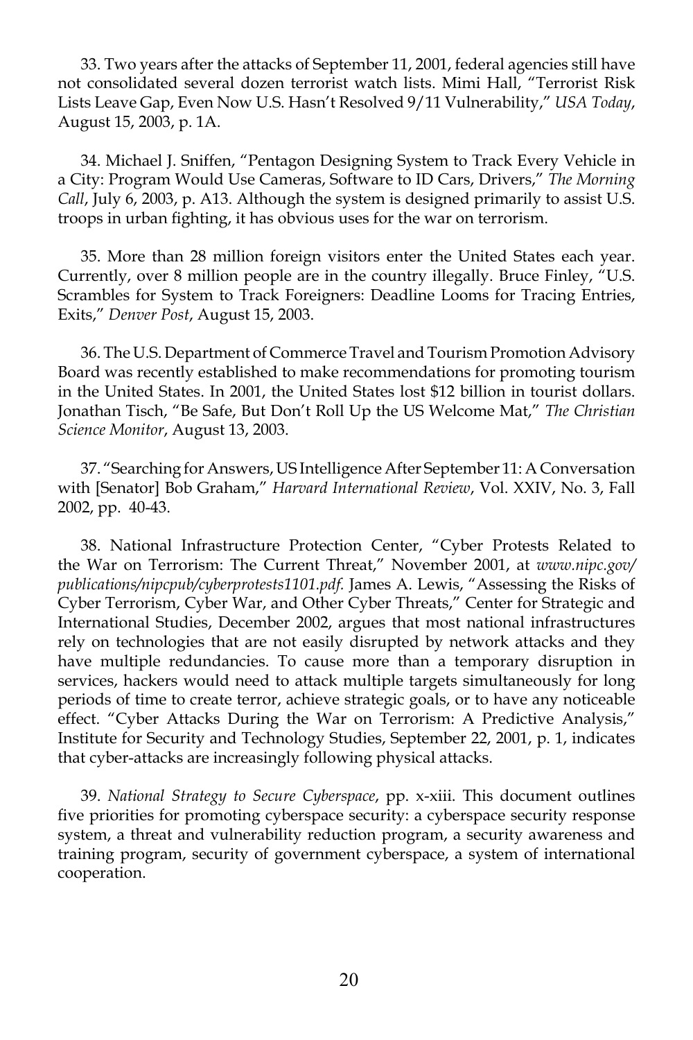33. Two years after the attacks of September 11, 2001, federal agencies still have not consolidated several dozen terrorist watch lists. Mimi Hall, "Terrorist Risk Lists Leave Gap, Even Now U.S. Hasn't Resolved 9/11 Vulnerability," *USA Today*, August 15, 2003, p. 1A.

34. Michael J. Sniffen, "Pentagon Designing System to Track Every Vehicle in a City: Program Would Use Cameras, Software to ID Cars, Drivers," *The Morning Call*, July 6, 2003, p. A13. Although the system is designed primarily to assist U.S. troops in urban fighting, it has obvious uses for the war on terrorism.

35. More than 28 million foreign visitors enter the United States each year. Currently, over 8 million people are in the country illegally. Bruce Finley, "U.S. Scrambles for System to Track Foreigners: Deadline Looms for Tracing Entries, Exits," *Denver Post*, August 15, 2003.

36. The U.S. Department of Commerce Travel and Tourism Promotion Advisory Board was recently established to make recommendations for promoting tourism in the United States. In 2001, the United States lost $12 billion in tourist dollars. Jonathan Tisch, "Be Safe, But Don't Roll Up the US Welcome Mat," *The Christian Science Monitor*, August 13, 2003.

37. "Searching for Answers, US Intelligence After September 11: A Conversation with [Senator] Bob Graham," *Harvard International Review*, Vol. XXIV, No. 3, Fall 2002, pp. 40-43.

38. National Infrastructure Protection Center, "Cyber Protests Related to the War on Terrorism: The Current Threat," November 2001, at *www.nipc.gov/publications/nipcpub/cyberprotests1101.pdf.* James A. Lewis, "Assessing the Risks of Cyber Terrorism, Cyber War, and Other Cyber Threats," Center for Strategic and International Studies, December 2002, argues that most national infrastructures rely on technologies that are not easily disrupted by network attacks and they have multiple redundancies. To cause more than a temporary disruption in services, hackers would need to attack multiple targets simultaneously for long periods of time to create terror, achieve strategic goals, or to have any noticeable effect. "Cyber Attacks During the War on Terrorism: A Predictive Analysis," Institute for Security and Technology Studies, September 22, 2001, p. 1, indicates that cyber-attacks are increasingly following physical attacks.

39. *National Strategy to Secure Cyberspace*, pp. x-xiii. This document outlines five priorities for promoting cyberspace security: a cyberspace security response system, a threat and vulnerability reduction program, a security awareness and training program, security of government cyberspace, a system of international cooperation.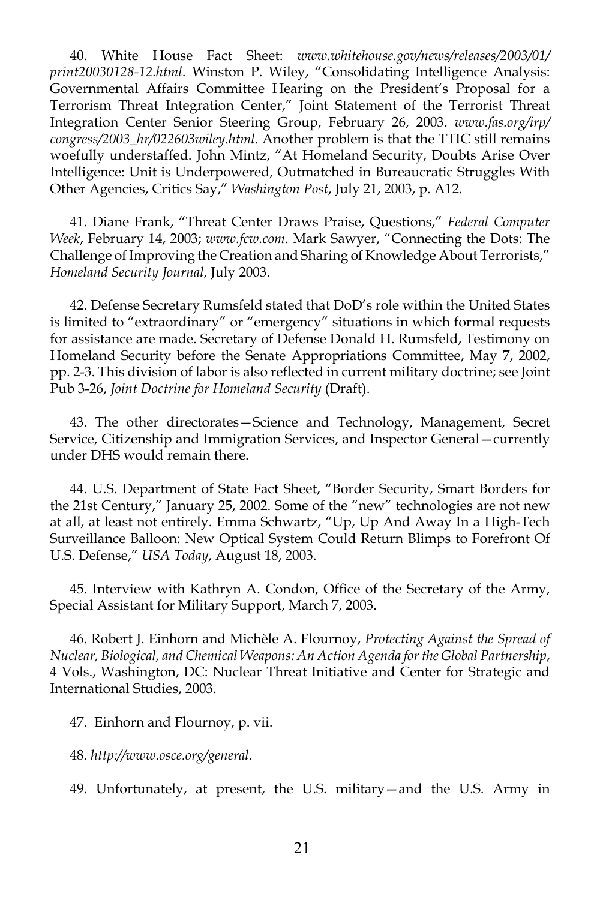40. White House Fact Sheet: *www.whitehouse.gov/news/releases/2003/01/print20030128-12.html*. Winston P. Wiley, "Consolidating Intelligence Analysis: Governmental Affairs Committee Hearing on the President's Proposal for a Terrorism Threat Integration Center," Joint Statement of the Terrorist Threat Integration Center Senior Steering Group, February 26, 2003. *www.fas.org/irp/congress/2003_hr/022603wiley.html*. Another problem is that the TTIC still remains woefully understaffed. John Mintz, "At Homeland Security, Doubts Arise Over Intelligence: Unit is Underpowered, Outmatched in Bureaucratic Struggles With Other Agencies, Critics Say," *Washington Post*, July 21, 2003, p. A12.

41. Diane Frank, "Threat Center Draws Praise, Questions," *Federal Computer Week*, February 14, 2003; *www.fcw.com*. Mark Sawyer, "Connecting the Dots: The Challenge of Improving the Creation and Sharing of Knowledge About Terrorists," *Homeland Security Journal*, July 2003.

42. Defense Secretary Rumsfeld stated that DoD's role within the United States is limited to "extraordinary" or "emergency" situations in which formal requests for assistance are made. Secretary of Defense Donald H. Rumsfeld, Testimony on Homeland Security before the Senate Appropriations Committee, May 7, 2002, pp. 2-3. This division of labor is also reflected in current military doctrine; see Joint Pub 3-26, *Joint Doctrine for Homeland Security* (Draft).

43. The other directorates—Science and Technology, Management, Secret Service, Citizenship and Immigration Services, and Inspector General—currently under DHS would remain there.

44. U.S. Department of State Fact Sheet, "Border Security, Smart Borders for the 21st Century," January 25, 2002. Some of the "new" technologies are not new at all, at least not entirely. Emma Schwartz, "Up, Up And Away In a High-Tech Surveillance Balloon: New Optical System Could Return Blimps to Forefront Of U.S. Defense," *USA Today*, August 18, 2003.

45. Interview with Kathryn A. Condon, Office of the Secretary of the Army, Special Assistant for Military Support, March 7, 2003.

46. Robert J. Einhorn and Michèle A. Flournoy, *Protecting Against the Spread of Nuclear, Biological, and Chemical Weapons: An Action Agenda for the Global Partnership*, 4 Vols., Washington, DC: Nuclear Threat Initiative and Center for Strategic and International Studies, 2003.

47. Einhorn and Flournoy, p. vii.

48. *http://www.osce.org/general*.

49. Unfortunately, at present, the U.S. military—and the U.S. Army in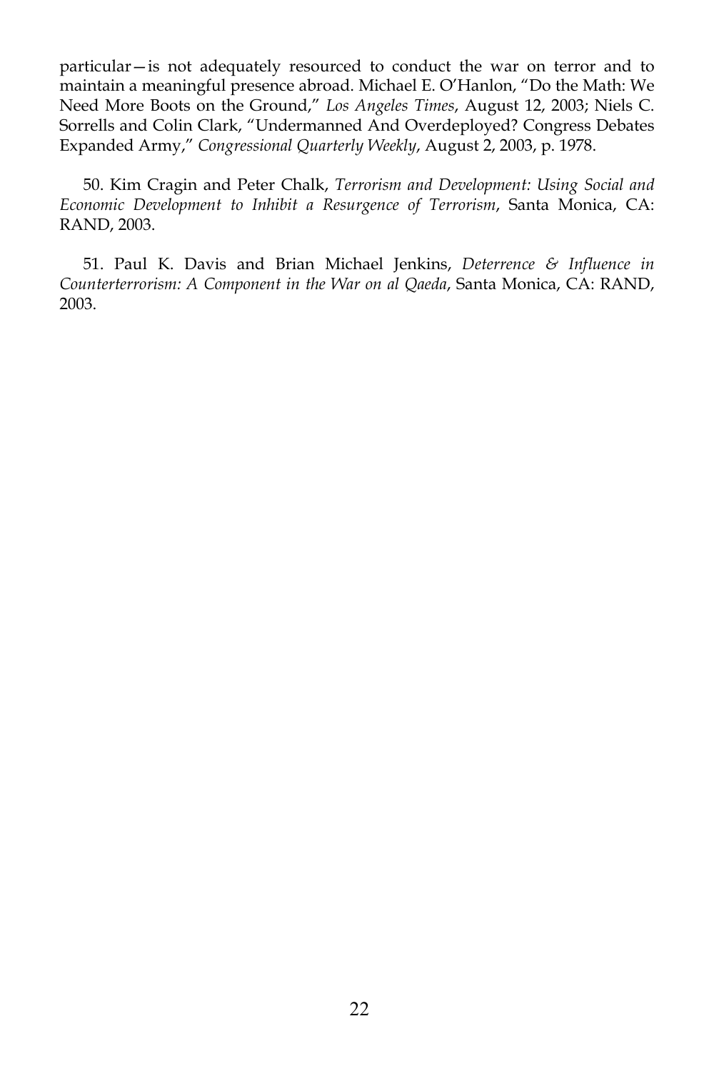particular—is not adequately resourced to conduct the war on terror and to maintain a meaningful presence abroad. Michael E. O'Hanlon, "Do the Math: We Need More Boots on the Ground," *Los Angeles Times*, August 12, 2003; Niels C. Sorrells and Colin Clark, "Undermanned And Overdeployed? Congress Debates Expanded Army," *Congressional Quarterly Weekly*, August 2, 2003, p. 1978.

50. Kim Cragin and Peter Chalk, *Terrorism and Development: Using Social and Economic Development to Inhibit a Resurgence of Terrorism*, Santa Monica, CA: RAND, 2003.

51. Paul K. Davis and Brian Michael Jenkins, *Deterrence & Influence in Counterterrorism: A Component in the War on al Qaeda*, Santa Monica, CA: RAND, 2003.